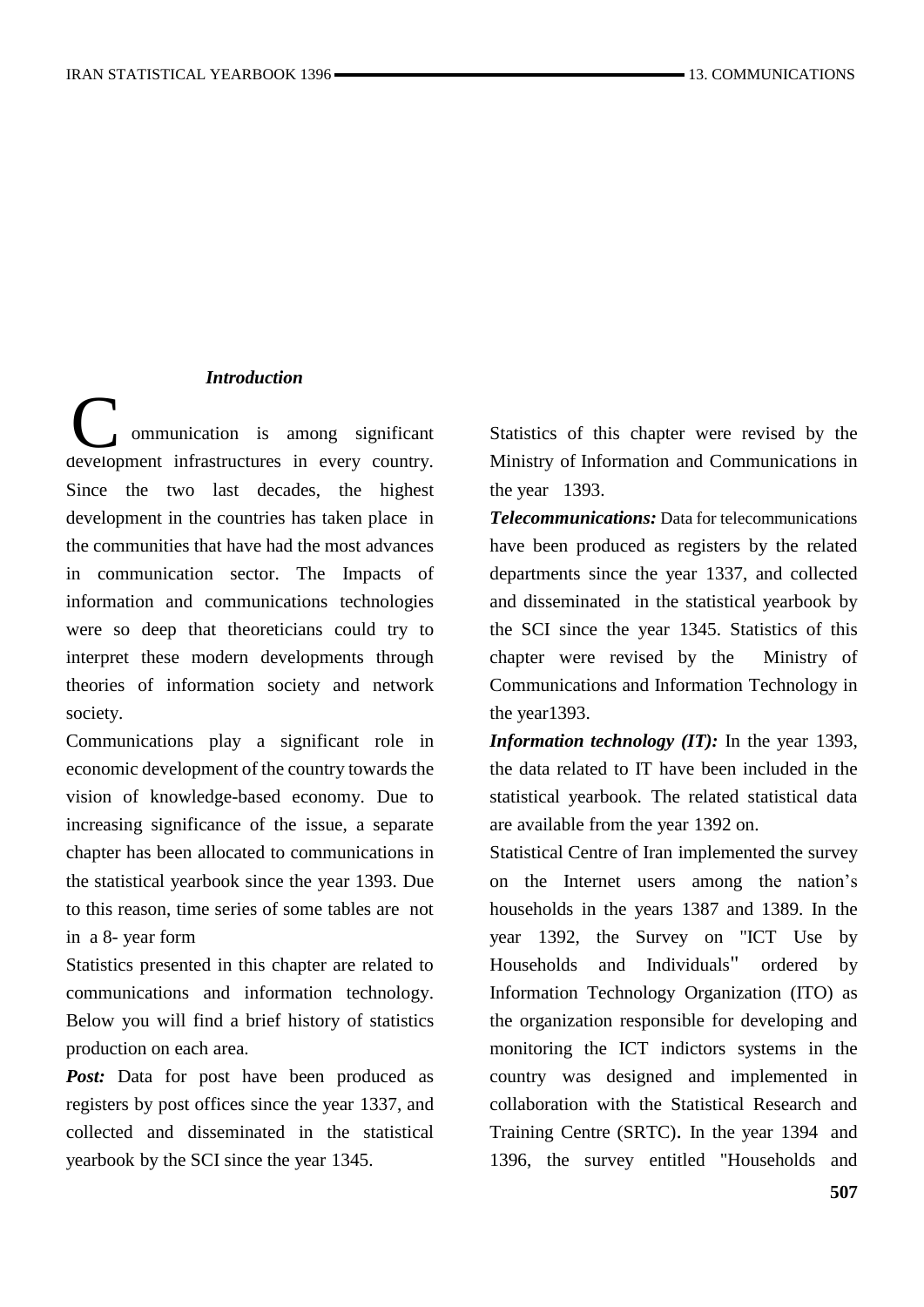### *Introduction*

Communication is among significant development infrastructures in every country. Since the two last decades, the highest development in the countries has taken place in the communities that have had the most advances in communication sector. The Impacts of information and communications technologies were so deep that theoreticians could try to interpret these modern developments through theories of information society and network society.

Communications play a significant role in economic development of the country towards the vision of knowledge-based economy. Due to increasing significance of the issue, a separate chapter has been allocated to communications in the statistical yearbook since the year 1393. Due to this reason, time series of some tables are not in a 8- year form

Statistics presented in this chapter are related to communications and information technology. Below you will find a brief history of statistics production on each area.

***Post:*** Data for post have been produced as registers by post offices since the year 1337, and collected and disseminated in the statistical yearbook by the SCI since the year 1345.

Statistics of this chapter were revised by the Ministry of Information and Communications in the year 1393.

***Telecommunications:*** Data for telecommunications have been produced as registers by the related departments since the year 1337, and collected and disseminated in the statistical yearbook by the SCI since the year 1345. Statistics of this chapter were revised by the Ministry of Communications and Information Technology in the year1393.

***Information technology (IT):*** In the year 1393, the data related to IT have been included in the statistical yearbook. The related statistical data are available from the year 1392 on.

Statistical Centre of Iran implemented the survey on the Internet users among the nation's households in the years 1387 and 1389. In the year 1392, the Survey on "ICT Use by Households and Individuals" ordered by Information Technology Organization (ITO) as the organization responsible for developing and monitoring the ICT indictors systems in the country was designed and implemented in collaboration with the Statistical Research and Training Centre (SRTC). In the year 1394 and 1396, the survey entitled "Households and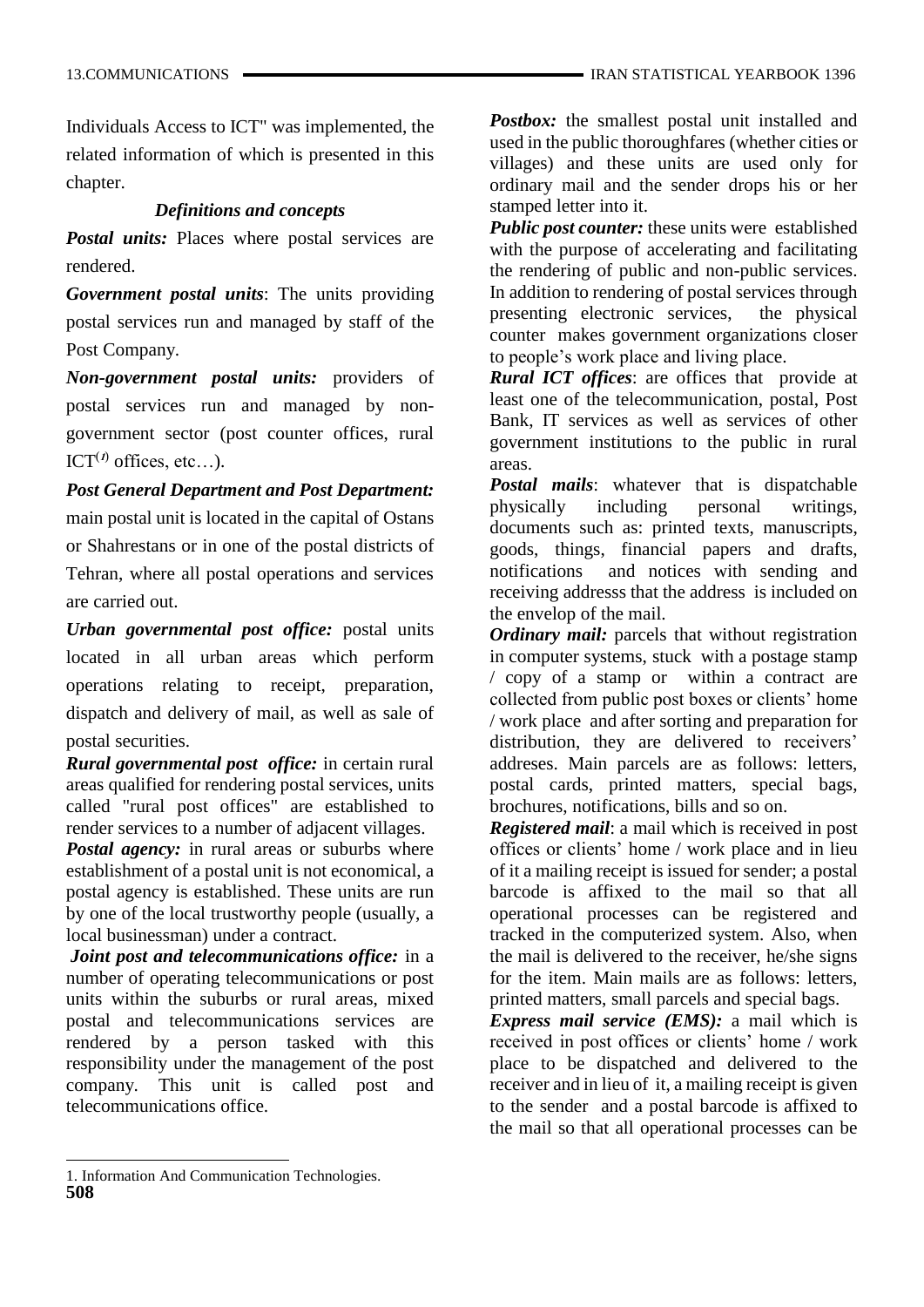Individuals Access to ICT" was implemented, the related information of which is presented in this chapter.

### *Definitions and concepts*

***Postal units:*** Places where postal services are rendered.

***Government postal units***: The units providing postal services run and managed by staff of the Post Company.

***Non-government postal units:*** providers of postal services run and managed by non-government sector (post counter offices, rural ICT[1] offices, etc…).

***Post General Department and Post Department:*** main postal unit is located in the capital of Ostans or Shahrestans or in one of the postal districts of Tehran, where all postal operations and services are carried out.

***Urban governmental post office:*** postal units located in all urban areas which perform operations relating to receipt, preparation, dispatch and delivery of mail, as well as sale of postal securities.

***Rural governmental post office:*** in certain rural areas qualified for rendering postal services, units called "rural post offices" are established to render services to a number of adjacent villages.

***Postal agency:*** in rural areas or suburbs where establishment of a postal unit is not economical, a postal agency is established. These units are run by one of the local trustworthy people (usually, a local businessman) under a contract.

***Joint post and telecommunications office:*** in a number of operating telecommunications or post units within the suburbs or rural areas, mixed postal and telecommunications services are rendered by a person tasked with this responsibility under the management of the post company. This unit is called post and telecommunications office.

***Postbox:*** the smallest postal unit installed and used in the public thoroughfares (whether cities or villages) and these units are used only for ordinary mail and the sender drops his or her stamped letter into it.

***Public post counter:*** these units were established with the purpose of accelerating and facilitating the rendering of public and non-public services. In addition to rendering of postal services through presenting electronic services, the physical counter makes government organizations closer to people's work place and living place.

***Rural ICT offices***: are offices that provide at least one of the telecommunication, postal, Post Bank, IT services as well as services of other government institutions to the public in rural areas.

***Postal mails***: whatever that is dispatchable physically including personal writings, documents such as: printed texts, manuscripts, goods, things, financial papers and drafts, notifications and notices with sending and receiving addresss that the address is included on the envelop of the mail.

***Ordinary mail:*** parcels that without registration in computer systems, stuck with a postage stamp / copy of a stamp or within a contract are collected from public post boxes or clients' home / work place and after sorting and preparation for distribution, they are delivered to receivers' addreses. Main parcels are as follows: letters, postal cards, printed matters, special bags, brochures, notifications, bills and so on.

***Registered mail***: a mail which is received in post offices or clients' home / work place and in lieu of it a mailing receipt is issued for sender; a postal barcode is affixed to the mail so that all operational processes can be registered and tracked in the computerized system. Also, when the mail is delivered to the receiver, he/she signs for the item. Main mails are as follows: letters, printed matters, small parcels and special bags.

***Express mail service (EMS):*** a mail which is received in post offices or clients' home / work place to be dispatched and delivered to the receiver and in lieu of it, a mailing receipt is given to the sender and a postal barcode is affixed to the mail so that all operational processes can be

1. Information And Communication Technologies.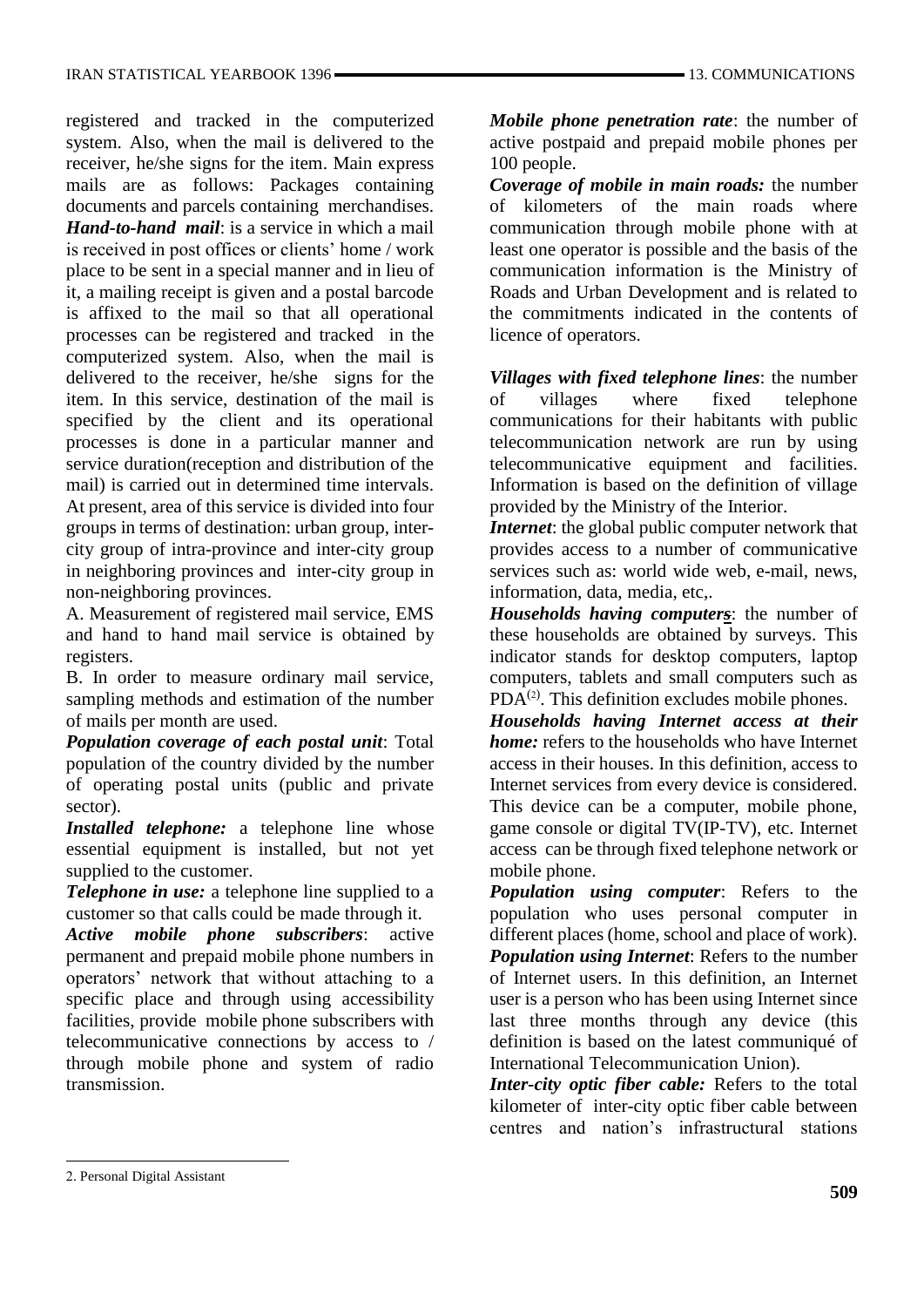registered and tracked in the computerized system. Also, when the mail is delivered to the receiver, he/she signs for the item. Main express mails are as follows: Packages containing documents and parcels containing merchandises.

***Hand-to-hand mail***: is a service in which a mail is received in post offices or clients' home / work place to be sent in a special manner and in lieu of it, a mailing receipt is given and a postal barcode is affixed to the mail so that all operational processes can be registered and tracked in the computerized system. Also, when the mail is delivered to the receiver, he/she signs for the item. In this service, destination of the mail is specified by the client and its operational processes is done in a particular manner and service duration(reception and distribution of the mail) is carried out in determined time intervals. At present, area of this service is divided into four groups in terms of destination: urban group, inter-city group of intra-province and inter-city group in neighboring provinces and inter-city group in non-neighboring provinces.

A. Measurement of registered mail service, EMS and hand to hand mail service is obtained by registers.

B. In order to measure ordinary mail service, sampling methods and estimation of the number of mails per month are used.

***Population coverage of each postal unit***: Total population of the country divided by the number of operating postal units (public and private sector).

***Installed telephone:*** a telephone line whose essential equipment is installed, but not yet supplied to the customer.

***Telephone in use:*** a telephone line supplied to a customer so that calls could be made through it.

***Active mobile phone subscribers***: active permanent and prepaid mobile phone numbers in operators' network that without attaching to a specific place and through using accessibility facilities, provide mobile phone subscribers with telecommunicative connections by access to / through mobile phone and system of radio transmission.

***Mobile phone penetration rate***: the number of active postpaid and prepaid mobile phones per 100 people.

***Coverage of mobile in main roads:*** the number of kilometers of the main roads where communication through mobile phone with at least one operator is possible and the basis of the communication information is the Ministry of Roads and Urban Development and is related to the commitments indicated in the contents of licence of operators.

***Villages with fixed telephone lines***: the number of villages where fixed telephone communications for their habitants with public telecommunication network are run by using telecommunicative equipment and facilities. Information is based on the definition of village provided by the Ministry of the Interior.

***Internet***: the global public computer network that provides access to a number of communicative services such as: world wide web, e-mail, news, information, data, media, etc,.

***Households having computers***: the number of these households are obtained by surveys. This indicator stands for desktop computers, laptop computers, tablets and small computers such as PDA[2]. This definition excludes mobile phones.

***Households having Internet access at their home:*** refers to the households who have Internet access in their houses. In this definition, access to Internet services from every device is considered. This device can be a computer, mobile phone, game console or digital TV(IP-TV), etc. Internet access can be through fixed telephone network or mobile phone.

***Population using computer***: Refers to the population who uses personal computer in different places (home, school and place of work).

***Population using Internet***: Refers to the number of Internet users. In this definition, an Internet user is a person who has been using Internet since last three months through any device (this definition is based on the latest communiqué of International Telecommunication Union).

***Inter-city optic fiber cable:*** Refers to the total kilometer of inter-city optic fiber cable between centres and nation's infrastructural stations

2. Personal Digital Assistant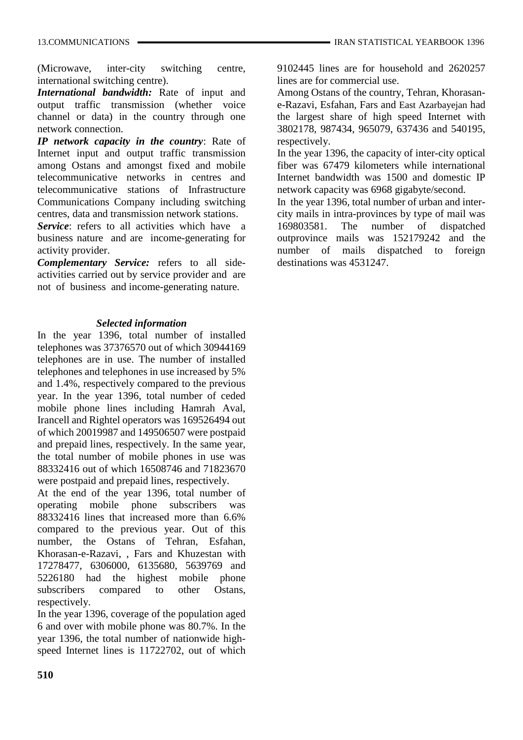(Microwave, inter-city switching centre, international switching centre).

***International bandwidth:*** Rate of input and output traffic transmission (whether voice channel or data) in the country through one network connection.

***IP network capacity in the country***: Rate of Internet input and output traffic transmission among Ostans and amongst fixed and mobile telecommunicative networks in centres and telecommunicative stations of Infrastructure Communications Company including switching centres, data and transmission network stations.

***Service***: refers to all activities which have a business nature and are income-generating for activity provider.

***Complementary Service:*** refers to all side-activities carried out by service provider and are not of business and income-generating nature.

### *Selected information*

In the year 1396, total number of installed telephones was 37376570 out of which 30944169 telephones are in use. The number of installed telephones and telephones in use increased by 5% and 1.4%, respectively compared to the previous year. In the year 1396, total number of ceded mobile phone lines including Hamrah Aval, Irancell and Rightel operators was 169526494 out of which 20019987 and 149506507 were postpaid and prepaid lines, respectively. In the same year, the total number of mobile phones in use was 88332416 out of which 16508746 and 71823670 were postpaid and prepaid lines, respectively.

At the end of the year 1396, total number of operating mobile phone subscribers was 88332416 lines that increased more than 6.6% compared to the previous year. Out of this number, the Ostans of Tehran, Esfahan, Khorasan-e-Razavi, , Fars and Khuzestan with 17278477, 6306000, 6135680, 5639769 and 5226180 had the highest mobile phone subscribers compared to other Ostans, respectively.

In the year 1396, coverage of the population aged 6 and over with mobile phone was 80.7%. In the year 1396, the total number of nationwide high-speed Internet lines is 11722702, out of which 9102445 lines are for household and 2620257 lines are for commercial use.

Among Ostans of the country, Tehran, Khorasan-e-Razavi, Esfahan, Fars and East Azarbayejan had the largest share of high speed Internet with 3802178, 987434, 965079, 637436 and 540195, respectively.

In the year 1396, the capacity of inter-city optical fiber was 67479 kilometers while international Internet bandwidth was 1500 and domestic IP network capacity was 6968 gigabyte/second.

In the year 1396, total number of urban and inter-city mails in intra-provinces by type of mail was 169803581. The number of dispatched outprovince mails was 152179242 and the number of mails dispatched to foreign destinations was 4531247.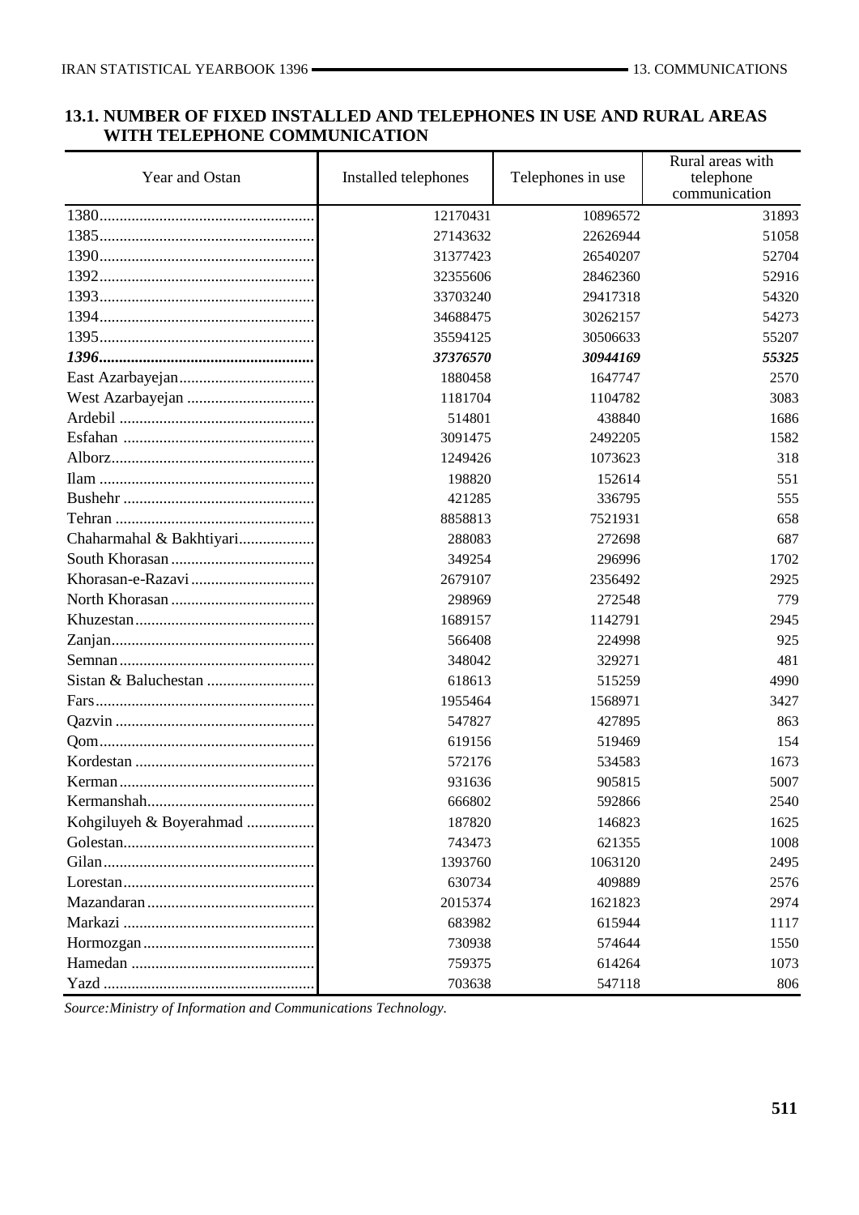## 13.1. NUMBER OF FIXED INSTALLED AND TELEPHONES IN USE AND RURAL AREAS WITH TELEPHONE COMMUNICATION

| Year and Ostan | Installed telephones | Telephones in use | Rural areas with telephone communication |
|---|---|---|---|
| 1380 | 12170431 | 10896572 | 31893 |
| 1385 | 27143632 | 22626944 | 51058 |
| 1390 | 31377423 | 26540207 | 52704 |
| 1392 | 32355606 | 28462360 | 52916 |
| 1393 | 33703240 | 29417318 | 54320 |
| 1394 | 34688475 | 30262157 | 54273 |
| 1395 | 35594125 | 30506633 | 55207 |
| ***1396*** | ***37376570*** | ***30944169*** | ***55325*** |
| East Azarbayejan | 1880458 | 1647747 | 2570 |
| West Azarbayejan | 1181704 | 1104782 | 3083 |
| Ardebil | 514801 | 438840 | 1686 |
| Esfahan | 3091475 | 2492205 | 1582 |
| Alborz | 1249426 | 1073623 | 318 |
| Ilam | 198820 | 152614 | 551 |
| Bushehr | 421285 | 336795 | 555 |
| Tehran | 8858813 | 7521931 | 658 |
| Chaharmahal & Bakhtiyari | 288083 | 272698 | 687 |
| South Khorasan | 349254 | 296996 | 1702 |
| Khorasan-e-Razavi | 2679107 | 2356492 | 2925 |
| North Khorasan | 298969 | 272548 | 779 |
| Khuzestan | 1689157 | 1142791 | 2945 |
| Zanjan | 566408 | 224998 | 925 |
| Semnan | 348042 | 329271 | 481 |
| Sistan & Baluchestan | 618613 | 515259 | 4990 |
| Fars | 1955464 | 1568971 | 3427 |
| Qazvin | 547827 | 427895 | 863 |
| Qom | 619156 | 519469 | 154 |
| Kordestan | 572176 | 534583 | 1673 |
| Kerman | 931636 | 905815 | 5007 |
| Kermanshah | 666802 | 592866 | 2540 |
| Kohgiluyeh & Boyerahmad | 187820 | 146823 | 1625 |
| Golestan | 743473 | 621355 | 1008 |
| Gilan | 1393760 | 1063120 | 2495 |
| Lorestan | 630734 | 409889 | 2576 |
| Mazandaran | 2015374 | 1621823 | 2974 |
| Markazi | 683982 | 615944 | 1117 |
| Hormozgan | 730938 | 574644 | 1550 |
| Hamedan | 759375 | 614264 | 1073 |
| Yazd | 703638 | 547118 | 806 |

*Source: Ministry of Information and Communications Technology.*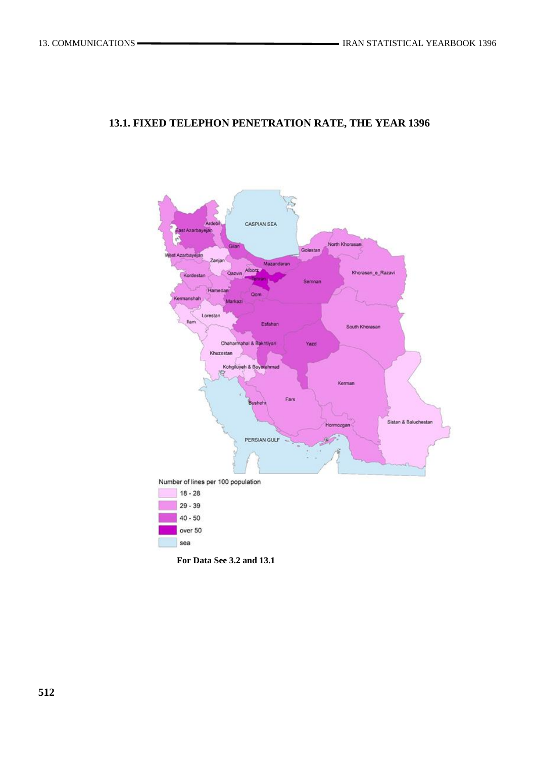## 13.1. FIXED TELEPHON PENETRATION RATE, THE YEAR 1396

Number of lines per 100 population

- 18 - 28
- 29 - 39
- 40 - 50
- over 50
- sea

**For Data See 3.2 and 13.1**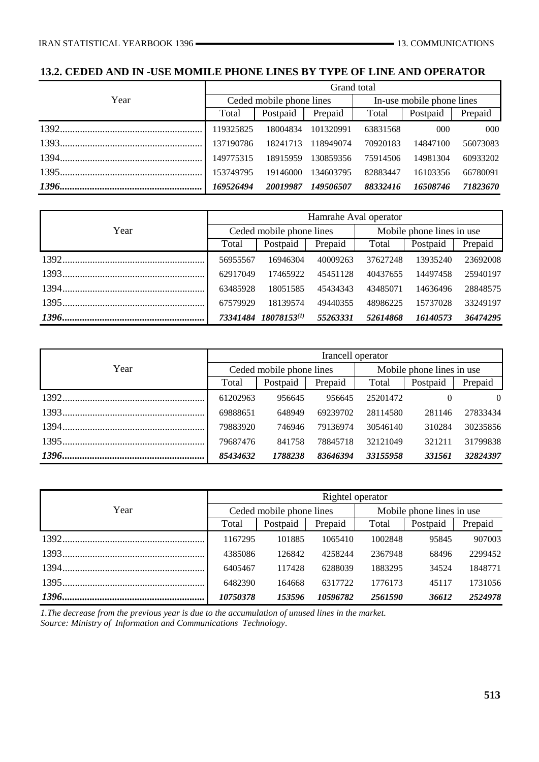## 13.2. CEDED AND IN -USE MOMILE PHONE LINES BY TYPE OF LINE AND OPERATOR

| Year | Grand total | | | | | |
|---|---|---|---|---|---|---|
| | Ceded mobile phone lines | | | In-use mobile phone lines | | |
| | Total | Postpaid | Prepaid | Total | Postpaid | Prepaid |
| 1392 | 119325825 | 18004834 | 101320991 | 63831568 | 000 | 000 |
| 1393 | 137190786 | 18241713 | 118949074 | 70920183 | 14847100 | 56073083 |
| 1394 | 149775315 | 18915959 | 130859356 | 75914506 | 14981304 | 60933202 |
| 1395 | 153749795 | 19146000 | 134603795 | 82883447 | 16103356 | 66780091 |
| ***1396*** | ***169526494*** | ***20019987*** | ***149506507*** | ***88332416*** | ***16508746*** | ***71823670*** |

| Year | Hamrahe Aval operator | | | | | |
|---|---|---|---|---|---|---|
| | Ceded mobile phone lines | | | Mobile phone lines in use | | |
| | Total | Postpaid | Prepaid | Total | Postpaid | Prepaid |
| 1392 | 56955567 | 16946304 | 40009263 | 37627248 | 13935240 | 23692008 |
| 1393 | 62917049 | 17465922 | 45451128 | 40437655 | 14497458 | 25940197 |
| 1394 | 63485928 | 18051585 | 45434343 | 43485071 | 14636496 | 28848575 |
| 1395 | 67579929 | 18139574 | 49440355 | 48986225 | 15737028 | 33249197 |
| ***1396*** | ***73341484*** | ***18078153(1)*** | ***55263331*** | ***52614868*** | ***16140573*** | ***36474295*** |

| Year | Irancell operator | | | | | |
|---|---|---|---|---|---|---|
| | Ceded mobile phone lines | | | Mobile phone lines in use | | |
| | Total | Postpaid | Prepaid | Total | Postpaid | Prepaid |
| 1392 | 61202963 | 956645 | 956645 | 25201472 | 0 | 0 |
| 1393 | 69888651 | 648949 | 69239702 | 28114580 | 281146 | 27833434 |
| 1394 | 79883920 | 746946 | 79136974 | 30546140 | 310284 | 30235856 |
| 1395 | 79687476 | 841758 | 78845718 | 32121049 | 321211 | 31799838 |
| ***1396*** | ***85434632*** | ***1788238*** | ***83646394*** | ***33155958*** | ***331561*** | ***32824397*** |

| Year | Rightel operator | | | | | |
|---|---|---|---|---|---|---|
| | Ceded mobile phone lines | | | Mobile phone lines in use | | |
| | Total | Postpaid | Prepaid | Total | Postpaid | Prepaid |
| 1392 | 1167295 | 101885 | 1065410 | 1002848 | 95845 | 907003 |
| 1393 | 4385086 | 126842 | 4258244 | 2367948 | 68496 | 2299452 |
| 1394 | 6405467 | 117428 | 6288039 | 1883295 | 34524 | 1848771 |
| 1395 | 6482390 | 164668 | 6317722 | 1776173 | 45117 | 1731056 |
| ***1396*** | ***10750378*** | ***153596*** | ***10596782*** | ***2561590*** | ***36612*** | ***2524978*** |

*1.The decrease from the previous year is due to the accumulation of unused lines in the market.*
*Source: Ministry of Information and Communications Technology.*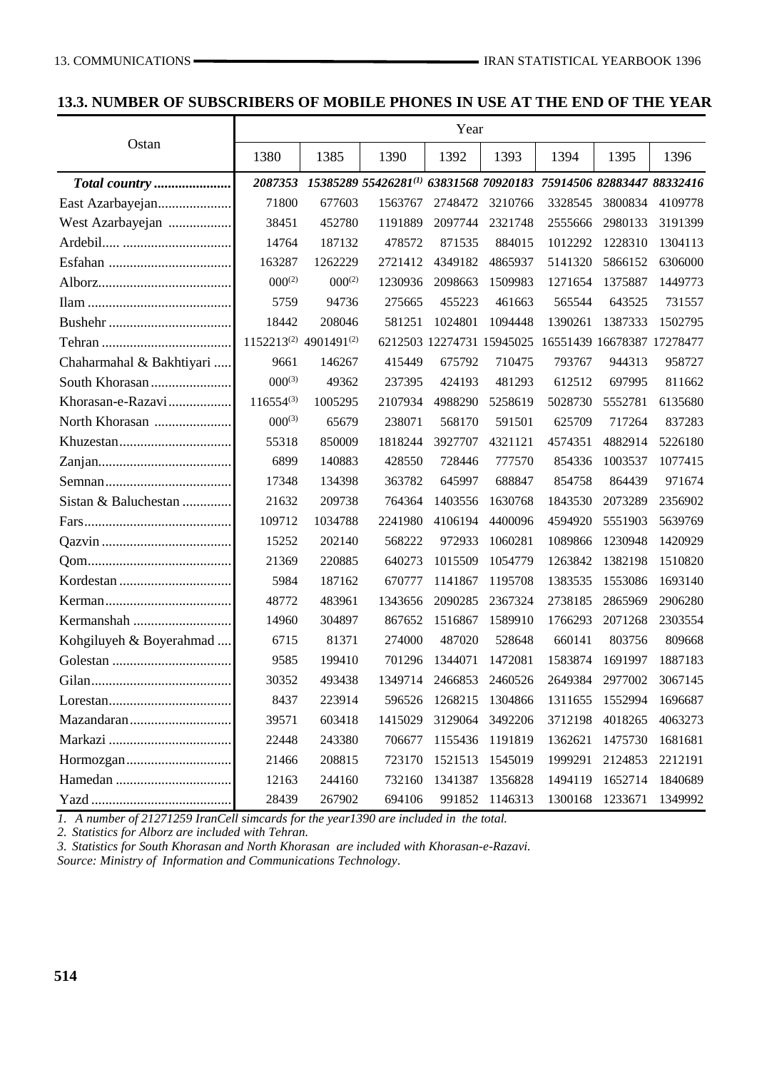## 13.3. NUMBER OF SUBSCRIBERS OF MOBILE PHONES IN USE AT THE END OF THE YEAR

| Ostan | Year | | | | | | | |
|---|---|---|---|---|---|---|---|---|
| | 1380 | 1385 | 1390 | 1392 | 1393 | 1394 | 1395 | 1396 |
| ***Total country*** | ***2087353*** | ***15385289*** | ***55426281***[(1)] | ***63831568*** | ***70920183*** | ***75914506*** | ***82883447*** | ***88332416*** |
| East Azarbayejan | 71800 | 677603 | 1563767 | 2748472 | 3210766 | 3328545 | 3800834 | 4109778 |
| West Azarbayejan | 38451 | 452780 | 1191889 | 2097744 | 2321748 | 2555666 | 2980133 | 3191399 |
| Ardebil | 14764 | 187132 | 478572 | 871535 | 884015 | 1012292 | 1228310 | 1304113 |
| Esfahan | 163287 | 1262229 | 2721412 | 4349182 | 4865937 | 5141320 | 5866152 | 6306000 |
| Alborz | 000[(2)] | 000[(2)] | 1230936 | 2098663 | 1509983 | 1271654 | 1375887 | 1449773 |
| Ilam | 5759 | 94736 | 275665 | 455223 | 461663 | 565544 | 643525 | 731557 |
| Bushehr | 18442 | 208046 | 581251 | 1024801 | 1094448 | 1390261 | 1387333 | 1502795 |
| Tehran | 1152213[(2)] | 4901491[(2)] | 6212503 | 12274731 | 15945025 | 16551439 | 16678387 | 17278477 |
| Chaharmahal & Bakhtiyari | 9661 | 146267 | 415449 | 675792 | 710475 | 793767 | 944313 | 958727 |
| South Khorasan | 000[(3)] | 49362 | 237395 | 424193 | 481293 | 612512 | 697995 | 811662 |
| Khorasan-e-Razavi | 116554[(3)] | 1005295 | 2107934 | 4988290 | 5258619 | 5028730 | 5552781 | 6135680 |
| North Khorasan | 000[(3)] | 65679 | 238071 | 568170 | 591501 | 625709 | 717264 | 837283 |
| Khuzestan | 55318 | 850009 | 1818244 | 3927707 | 4321121 | 4574351 | 4882914 | 5226180 |
| Zanjan | 6899 | 140883 | 428550 | 728446 | 777570 | 854336 | 1003537 | 1077415 |
| Semnan | 17348 | 134398 | 363782 | 645997 | 688847 | 854758 | 864439 | 971674 |
| Sistan & Baluchestan | 21632 | 209738 | 764364 | 1403556 | 1630768 | 1843530 | 2073289 | 2356902 |
| Fars | 109712 | 1034788 | 2241980 | 4106194 | 4400096 | 4594920 | 5551903 | 5639769 |
| Qazvin | 15252 | 202140 | 568222 | 972933 | 1060281 | 1089866 | 1230948 | 1420929 |
| Qom | 21369 | 220885 | 640273 | 1015509 | 1054779 | 1263842 | 1382198 | 1510820 |
| Kordestan | 5984 | 187162 | 670777 | 1141867 | 1195708 | 1383535 | 1553086 | 1693140 |
| Kerman | 48772 | 483961 | 1343656 | 2090285 | 2367324 | 2738185 | 2865969 | 2906280 |
| Kermanshah | 14960 | 304897 | 867652 | 1516867 | 1589910 | 1766293 | 2071268 | 2303554 |
| Kohgiluyeh & Boyerahmad | 6715 | 81371 | 274000 | 487020 | 528648 | 660141 | 803756 | 809668 |
| Golestan | 9585 | 199410 | 701296 | 1344071 | 1472081 | 1583874 | 1691997 | 1887183 |
| Gilan | 30352 | 493438 | 1349714 | 2466853 | 2460526 | 2649384 | 2977002 | 3067145 |
| Lorestan | 8437 | 223914 | 596526 | 1268215 | 1304866 | 1311655 | 1552994 | 1696687 |
| Mazandaran | 39571 | 603418 | 1415029 | 3129064 | 3492206 | 3712198 | 4018265 | 4063273 |
| Markazi | 22448 | 243380 | 706677 | 1155436 | 1191819 | 1362621 | 1475730 | 1681681 |
| Hormozgan | 21466 | 208815 | 723170 | 1521513 | 1545019 | 1999291 | 2124853 | 2212191 |
| Hamedan | 12163 | 244160 | 732160 | 1341387 | 1356828 | 1494119 | 1652714 | 1840689 |
| Yazd | 28439 | 267902 | 694106 | 991852 | 1146313 | 1300168 | 1233671 | 1349992 |

*1. A number of 21271259 IranCell simcards for the year1390 are included in the total.*
*2. Statistics for Alborz are included with Tehran.*
*3. Statistics for South Khorasan and North Khorasan are included with Khorasan-e-Razavi.*
*Source: Ministry of Information and Communications Technology.*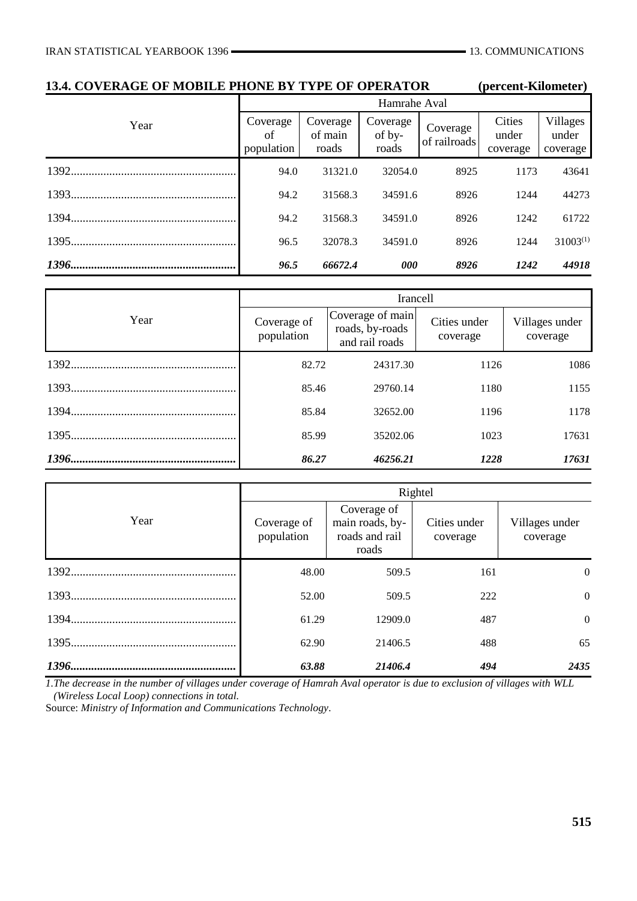## 13.4. COVERAGE OF MOBILE PHONE BY TYPE OF OPERATOR (percent-Kilometer)

| Year | Hamrahe Aval | | | | | |
|---|---|---|---|---|---|---|
| | Coverage of population | Coverage of main roads | Coverage of by-roads | Coverage of railroads | Cities under coverage | Villages under coverage |
| 1392 | 94.0 | 31321.0 | 32054.0 | 8925 | 1173 | 43641 |
| 1393 | 94.2 | 31568.3 | 34591.6 | 8926 | 1244 | 44273 |
| 1394 | 94.2 | 31568.3 | 34591.0 | 8926 | 1242 | 61722 |
| 1395 | 96.5 | 32078.3 | 34591.0 | 8926 | 1244 | 31003(1) |
| ***1396*** | ***96.5*** | ***66672.4*** | ***000*** | ***8926*** | ***1242*** | ***44918*** |

| Year | Irancell | | | |
|---|---|---|---|---|
| | Coverage of population | Coverage of main roads, by-roads and rail roads | Cities under coverage | Villages under coverage |
| 1392 | 82.72 | 24317.30 | 1126 | 1086 |
| 1393 | 85.46 | 29760.14 | 1180 | 1155 |
| 1394 | 85.84 | 32652.00 | 1196 | 1178 |
| 1395 | 85.99 | 35202.06 | 1023 | 17631 |
| ***1396*** | ***86.27*** | ***46256.21*** | ***1228*** | ***17631*** |

| Year | Rightel | | | |
|---|---|---|---|---|
| | Coverage of population | Coverage of main roads, by-roads and rail roads | Cities under coverage | Villages under coverage |
| 1392 | 48.00 | 509.5 | 161 | 0 |
| 1393 | 52.00 | 509.5 | 222 | 0 |
| 1394 | 61.29 | 12909.0 | 487 | 0 |
| 1395 | 62.90 | 21406.5 | 488 | 65 |
| ***1396*** | ***63.88*** | ***21406.4*** | ***494*** | ***2435*** |

*1.The decrease in the number of villages under coverage of Hamrah Aval operator is due to exclusion of villages with WLL (Wireless Local Loop) connections in total.*

Source: *Ministry of Information and Communications Technology*.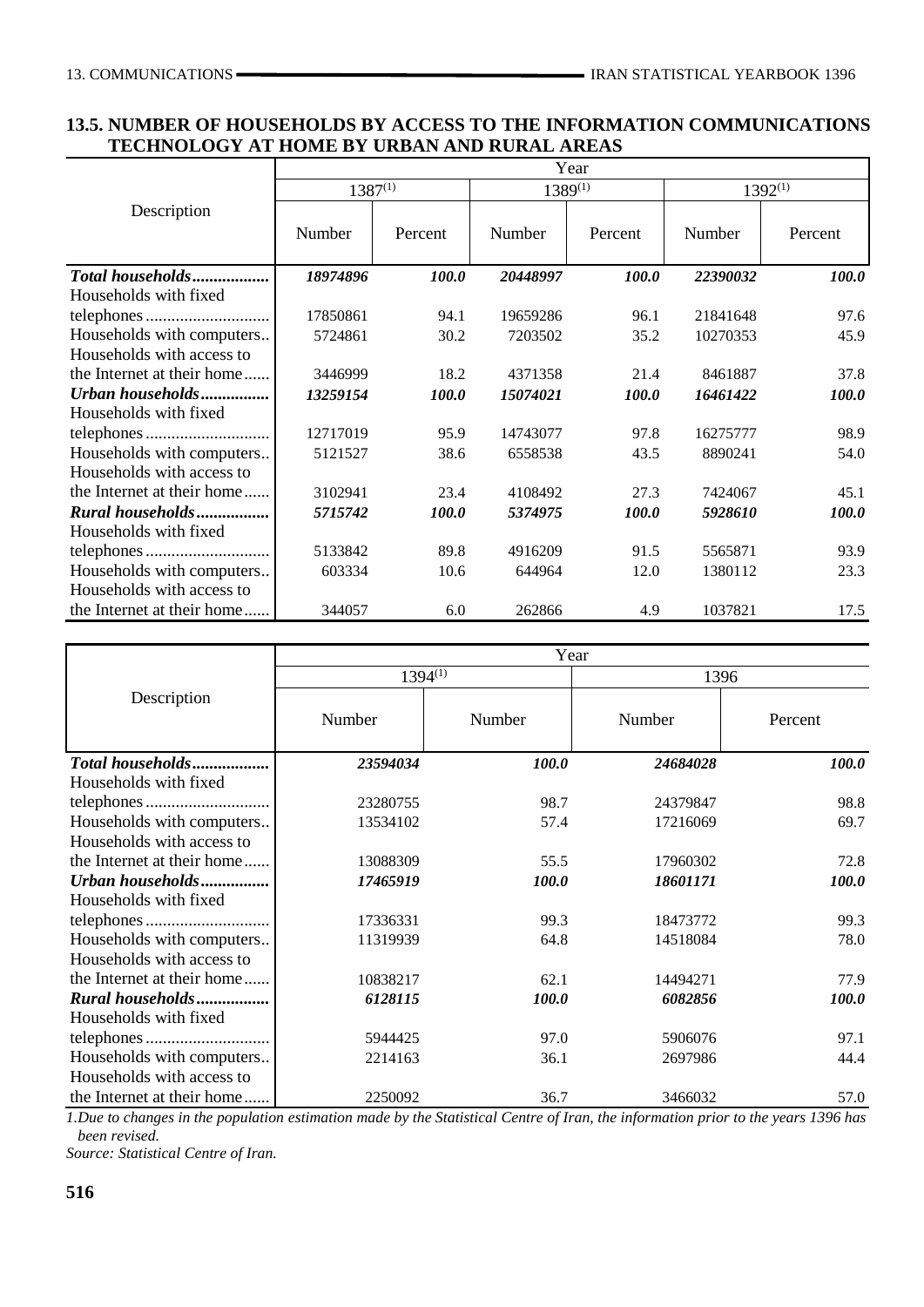## 13.5. NUMBER OF HOUSEHOLDS BY ACCESS TO THE INFORMATION COMMUNICATIONS TECHNOLOGY AT HOME BY URBAN AND RURAL AREAS

| Description | Year | | | | | |
|---|---|---|---|---|---|---|
| | 1387[1] | | 1389[1] | | 1392[1] | |
| | Number | Percent | Number | Percent | Number | Percent |
| ***Total households*** | ***18974896*** | ***100.0*** | ***20448997*** | ***100.0*** | ***22390032*** | ***100.0*** |
| Households with fixed telephones | 17850861 | 94.1 | 19659286 | 96.1 | 21841648 | 97.6 |
| Households with computers | 5724861 | 30.2 | 7203502 | 35.2 | 10270353 | 45.9 |
| Households with access to the Internet at their home | 3446999 | 18.2 | 4371358 | 21.4 | 8461887 | 37.8 |
| ***Urban households*** | ***13259154*** | ***100.0*** | ***15074021*** | ***100.0*** | ***16461422*** | ***100.0*** |
| Households with fixed telephones | 12717019 | 95.9 | 14743077 | 97.8 | 16275777 | 98.9 |
| Households with computers | 5121527 | 38.6 | 6558538 | 43.5 | 8890241 | 54.0 |
| Households with access to the Internet at their home | 3102941 | 23.4 | 4108492 | 27.3 | 7424067 | 45.1 |
| ***Rural households*** | ***5715742*** | ***100.0*** | ***5374975*** | ***100.0*** | ***5928610*** | ***100.0*** |
| Households with fixed telephones | 5133842 | 89.8 | 4916209 | 91.5 | 5565871 | 93.9 |
| Households with computers | 603334 | 10.6 | 644964 | 12.0 | 1380112 | 23.3 |
| Households with access to the Internet at their home | 344057 | 6.0 | 262866 | 4.9 | 1037821 | 17.5 |

| Description | Year | | | |
|---|---|---|---|---|
| | 1394[1] | | 1396 | |
| | Number | Number | Number | Percent |
| ***Total households*** | ***23594034*** | ***100.0*** | ***24684028*** | ***100.0*** |
| Households with fixed telephones | 23280755 | 98.7 | 24379847 | 98.8 |
| Households with computers | 13534102 | 57.4 | 17216069 | 69.7 |
| Households with access to the Internet at their home | 13088309 | 55.5 | 17960302 | 72.8 |
| ***Urban households*** | ***17465919*** | ***100.0*** | ***18601171*** | ***100.0*** |
| Households with fixed telephones | 17336331 | 99.3 | 18473772 | 99.3 |
| Households with computers | 11319939 | 64.8 | 14518084 | 78.0 |
| Households with access to the Internet at their home | 10838217 | 62.1 | 14494271 | 77.9 |
| ***Rural households*** | ***6128115*** | ***100.0*** | ***6082856*** | ***100.0*** |
| Households with fixed telephones | 5944425 | 97.0 | 5906076 | 97.1 |
| Households with computers | 2214163 | 36.1 | 2697986 | 44.4 |
| Households with access to the Internet at their home | 2250092 | 36.7 | 3466032 | 57.0 |

*1.Due to changes in the population estimation made by the Statistical Centre of Iran, the information prior to the years 1396 has been revised.*

*Source: Statistical Centre of Iran.*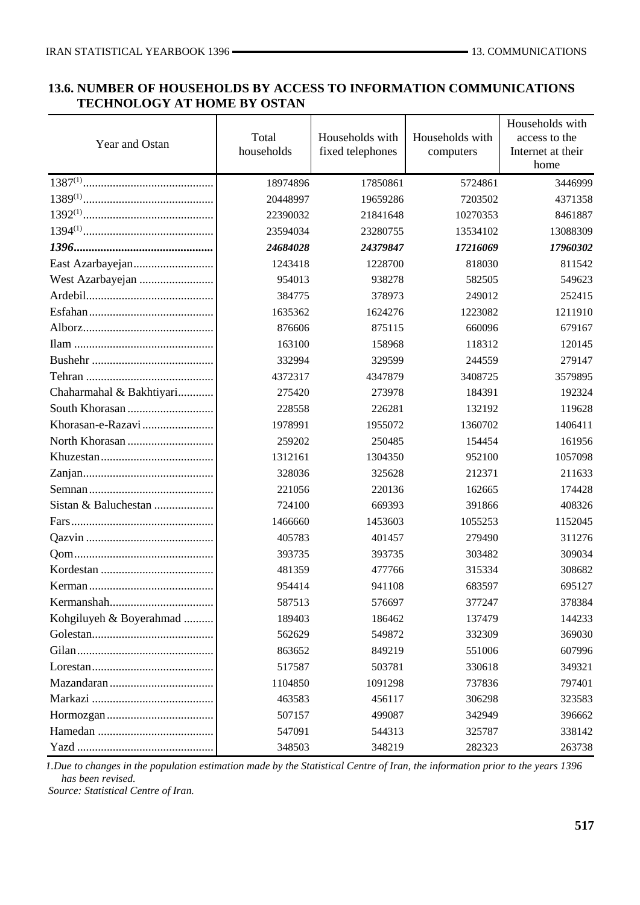## 13.6. NUMBER OF HOUSEHOLDS BY ACCESS TO INFORMATION COMMUNICATIONS TECHNOLOGY AT HOME BY OSTAN

| Year and Ostan | Total households | Households with fixed telephones | Households with computers | Households with access to the Internet at their home |
|---|---|---|---|---|
| 1387[1] | 18974896 | 17850861 | 5724861 | 3446999 |
| 1389[1] | 20448997 | 19659286 | 7203502 | 4371358 |
| 1392[1] | 22390032 | 21841648 | 10270353 | 8461887 |
| 1394[1] | 23594034 | 23280755 | 13534102 | 13088309 |
| ***1396*** | ***24684028*** | ***24379847*** | ***17216069*** | ***17960302*** |
| East Azarbayejan | 1243418 | 1228700 | 818030 | 811542 |
| West Azarbayejan | 954013 | 938278 | 582505 | 549623 |
| Ardebil | 384775 | 378973 | 249012 | 252415 |
| Esfahan | 1635362 | 1624276 | 1223082 | 1211910 |
| Alborz | 876606 | 875115 | 660096 | 679167 |
| Ilam | 163100 | 158968 | 118312 | 120145 |
| Bushehr | 332994 | 329599 | 244559 | 279147 |
| Tehran | 4372317 | 4347879 | 3408725 | 3579895 |
| Chaharmahal & Bakhtiyari | 275420 | 273978 | 184391 | 192324 |
| South Khorasan | 228558 | 226281 | 132192 | 119628 |
| Khorasan-e-Razavi | 1978991 | 1955072 | 1360702 | 1406411 |
| North Khorasan | 259202 | 250485 | 154454 | 161956 |
| Khuzestan | 1312161 | 1304350 | 952100 | 1057098 |
| Zanjan | 328036 | 325628 | 212371 | 211633 |
| Semnan | 221056 | 220136 | 162665 | 174428 |
| Sistan & Baluchestan | 724100 | 669393 | 391866 | 408326 |
| Fars | 1466660 | 1453603 | 1055253 | 1152045 |
| Qazvin | 405783 | 401457 | 279490 | 311276 |
| Qom | 393735 | 393735 | 303482 | 309034 |
| Kordestan | 481359 | 477766 | 315334 | 308682 |
| Kerman | 954414 | 941108 | 683597 | 695127 |
| Kermanshah | 587513 | 576697 | 377247 | 378384 |
| Kohgiluyeh & Boyerahmad | 189403 | 186462 | 137479 | 144233 |
| Golestan | 562629 | 549872 | 332309 | 369030 |
| Gilan | 863652 | 849219 | 551006 | 607996 |
| Lorestan | 517587 | 503781 | 330618 | 349321 |
| Mazandaran | 1104850 | 1091298 | 737836 | 797401 |
| Markazi | 463583 | 456117 | 306298 | 323583 |
| Hormozgan | 507157 | 499087 | 342949 | 396662 |
| Hamedan | 547091 | 544313 | 325787 | 338142 |
| Yazd | 348503 | 348219 | 282323 | 263738 |

*1.Due to changes in the population estimation made by the Statistical Centre of Iran, the information prior to the years 1396 has been revised.*

*Source: Statistical Centre of Iran.*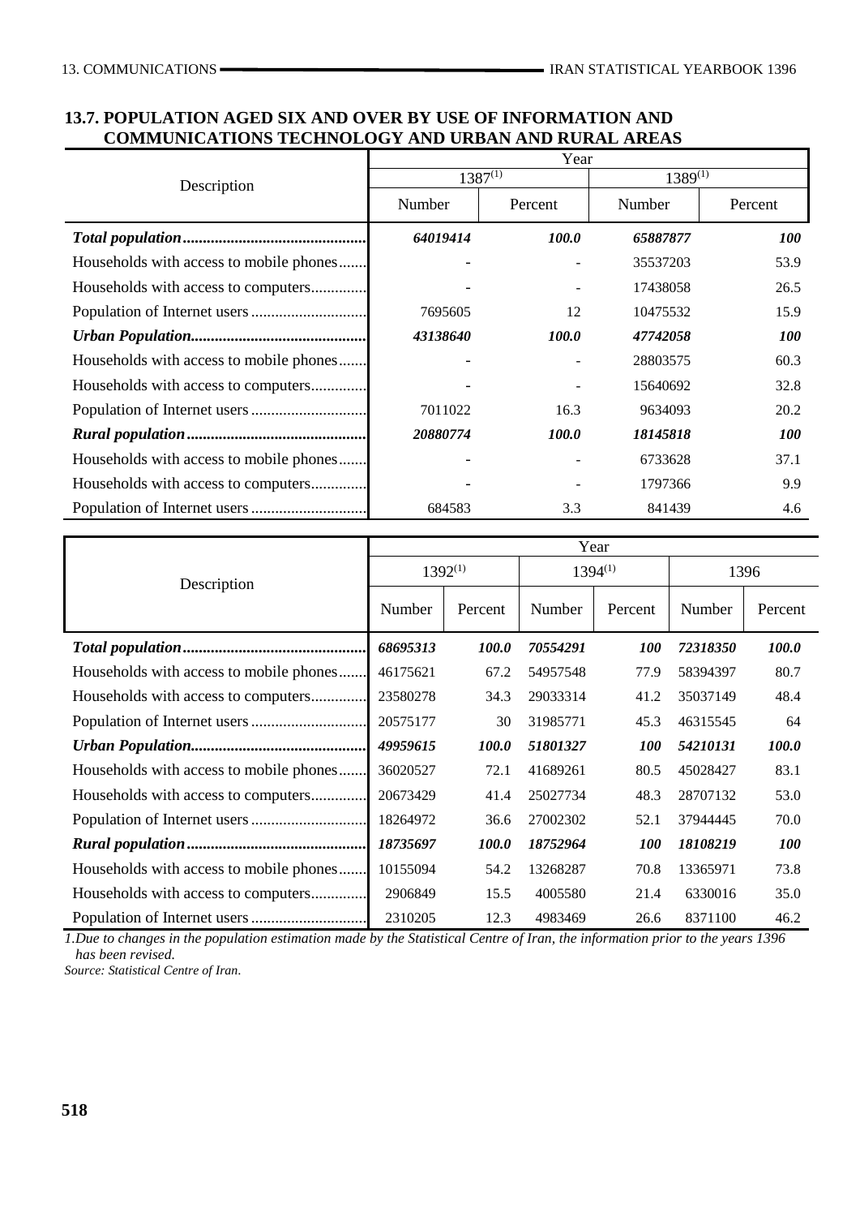## 13.7. POPULATION AGED SIX AND OVER BY USE OF INFORMATION AND COMMUNICATIONS TECHNOLOGY AND URBAN AND RURAL AREAS

| Description | Year | | | |
|---|---|---|---|---|
| | 1387(1) | | 1389(1) | |
| | Number | Percent | Number | Percent |
| ***Total population*** | ***64019414*** | ***100.0*** | ***65887877*** | ***100*** |
| Households with access to mobile phones | - | - | 35537203 | 53.9 |
| Households with access to computers | - | - | 17438058 | 26.5 |
| Population of Internet users | 7695605 | 12 | 10475532 | 15.9 |
| ***Urban Population*** | ***43138640*** | ***100.0*** | ***47742058*** | ***100*** |
| Households with access to mobile phones | - | - | 28803575 | 60.3 |
| Households with access to computers | - | - | 15640692 | 32.8 |
| Population of Internet users | 7011022 | 16.3 | 9634093 | 20.2 |
| ***Rural population*** | ***20880774*** | ***100.0*** | ***18145818*** | ***100*** |
| Households with access to mobile phones | - | - | 6733628 | 37.1 |
| Households with access to computers | - | - | 1797366 | 9.9 |
| Population of Internet users | 684583 | 3.3 | 841439 | 4.6 |

| Description | Year | | | | | |
|---|---|---|---|---|---|---|
| | 1392(1) | | 1394(1) | | 1396 | |
| | Number | Percent | Number | Percent | Number | Percent |
| ***Total population*** | ***68695313*** | ***100.0*** | ***70554291*** | ***100*** | ***72318350*** | ***100.0*** |
| Households with access to mobile phones | 46175621 | 67.2 | 54957548 | 77.9 | 58394397 | 80.7 |
| Households with access to computers | 23580278 | 34.3 | 29033314 | 41.2 | 35037149 | 48.4 |
| Population of Internet users | 20575177 | 30 | 31985771 | 45.3 | 46315545 | 64 |
| ***Urban Population*** | ***49959615*** | ***100.0*** | ***51801327*** | ***100*** | ***54210131*** | ***100.0*** |
| Households with access to mobile phones | 36020527 | 72.1 | 41689261 | 80.5 | 45028427 | 83.1 |
| Households with access to computers | 20673429 | 41.4 | 25027734 | 48.3 | 28707132 | 53.0 |
| Population of Internet users | 18264972 | 36.6 | 27002302 | 52.1 | 37944445 | 70.0 |
| ***Rural population*** | ***18735697*** | ***100.0*** | ***18752964*** | ***100*** | ***18108219*** | ***100*** |
| Households with access to mobile phones | 10155094 | 54.2 | 13268287 | 70.8 | 13365971 | 73.8 |
| Households with access to computers | 2906849 | 15.5 | 4005580 | 21.4 | 6330016 | 35.0 |
| Population of Internet users | 2310205 | 12.3 | 4983469 | 26.6 | 8371100 | 46.2 |

*1.Due to changes in the population estimation made by the Statistical Centre of Iran, the information prior to the years 1396 has been revised.*

*Source: Statistical Centre of Iran.*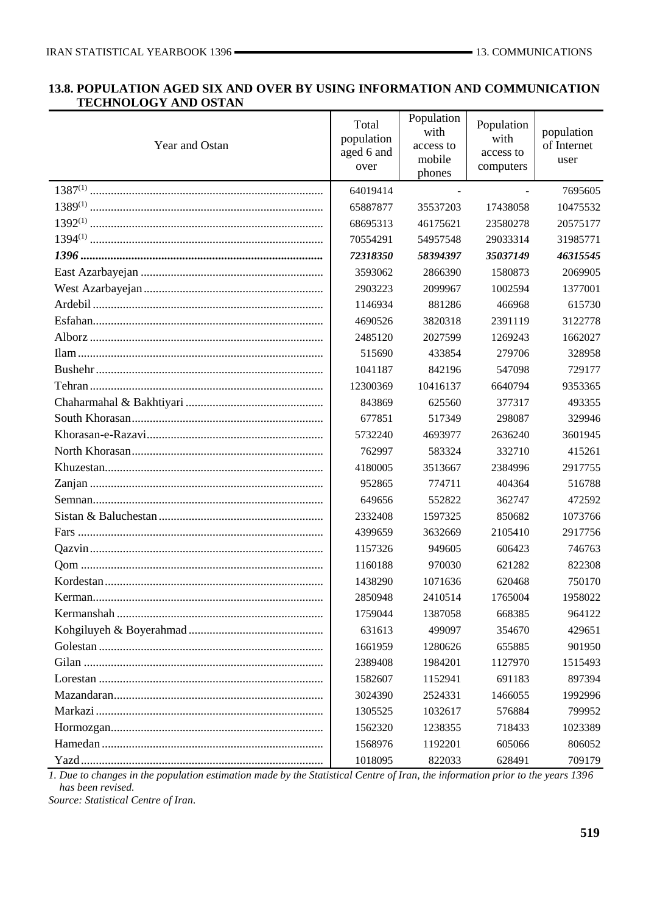## 13.8. POPULATION AGED SIX AND OVER BY USING INFORMATION AND COMMUNICATION TECHNOLOGY AND OSTAN

| Year and Ostan | Total population aged 6 and over | Population with access to mobile phones | Population with access to computers | population of Internet user |
|---|---|---|---|---|
| 1387[1] | 64019414 | - | - | 7695605 |
| 1389[1] | 65887877 | 35537203 | 17438058 | 10475532 |
| 1392[1] | 68695313 | 46175621 | 23580278 | 20575177 |
| 1394[1] | 70554291 | 54957548 | 29033314 | 31985771 |
| ***1396*** | ***72318350*** | ***58394397*** | ***35037149*** | ***46315545*** |
| East Azarbayejan | 3593062 | 2866390 | 1580873 | 2069905 |
| West Azarbayejan | 2903223 | 2099967 | 1002594 | 1377001 |
| Ardebil | 1146934 | 881286 | 466968 | 615730 |
| Esfahan | 4690526 | 3820318 | 2391119 | 3122778 |
| Alborz | 2485120 | 2027599 | 1269243 | 1662027 |
| Ilam | 515690 | 433854 | 279706 | 328958 |
| Bushehr | 1041187 | 842196 | 547098 | 729177 |
| Tehran | 12300369 | 10416137 | 6640794 | 9353365 |
| Chaharmahal & Bakhtiyari | 843869 | 625560 | 377317 | 493355 |
| South Khorasan | 677851 | 517349 | 298087 | 329946 |
| Khorasan-e-Razavi | 5732240 | 4693977 | 2636240 | 3601945 |
| North Khorasan | 762997 | 583324 | 332710 | 415261 |
| Khuzestan | 4180005 | 3513667 | 2384996 | 2917755 |
| Zanjan | 952865 | 774711 | 404364 | 516788 |
| Semnan | 649656 | 552822 | 362747 | 472592 |
| Sistan & Baluchestan | 2332408 | 1597325 | 850682 | 1073766 |
| Fars | 4399659 | 3632669 | 2105410 | 2917756 |
| Qazvin | 1157326 | 949605 | 606423 | 746763 |
| Qom | 1160188 | 970030 | 621282 | 822308 |
| Kordestan | 1438290 | 1071636 | 620468 | 750170 |
| Kerman | 2850948 | 2410514 | 1765004 | 1958022 |
| Kermanshah | 1759044 | 1387058 | 668385 | 964122 |
| Kohgiluyeh & Boyerahmad | 631613 | 499097 | 354670 | 429651 |
| Golestan | 1661959 | 1280626 | 655885 | 901950 |
| Gilan | 2389408 | 1984201 | 1127970 | 1515493 |
| Lorestan | 1582607 | 1152941 | 691183 | 897394 |
| Mazandaran | 3024390 | 2524331 | 1466055 | 1992996 |
| Markazi | 1305525 | 1032617 | 576884 | 799952 |
| Hormozgan | 1562320 | 1238355 | 718433 | 1023389 |
| Hamedan | 1568976 | 1192201 | 605066 | 806052 |
| Yazd | 1018095 | 822033 | 628491 | 709179 |

*1. Due to changes in the population estimation made by the Statistical Centre of Iran, the information prior to the years 1396 has been revised.*

*Source: Statistical Centre of Iran.*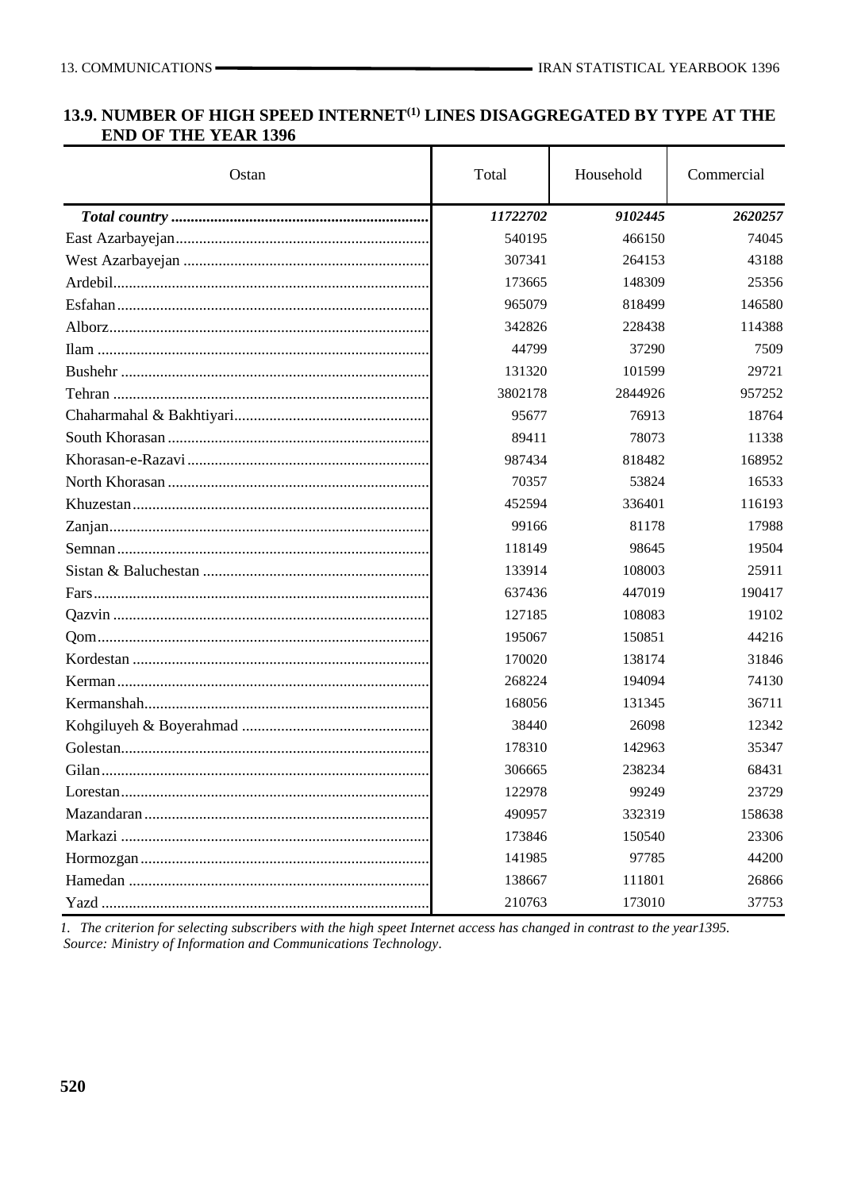## 13.9. NUMBER OF HIGH SPEED INTERNET[1] LINES DISAGGREGATED BY TYPE AT THE END OF THE YEAR 1396

| Ostan | Total | Household | Commercial |
|---|---|---|---|
| ***Total country*** | ***11722702*** | ***9102445*** | ***2620257*** |
| East Azarbayejan | 540195 | 466150 | 74045 |
| West Azarbayejan | 307341 | 264153 | 43188 |
| Ardebil | 173665 | 148309 | 25356 |
| Esfahan | 965079 | 818499 | 146580 |
| Alborz | 342826 | 228438 | 114388 |
| Ilam | 44799 | 37290 | 7509 |
| Bushehr | 131320 | 101599 | 29721 |
| Tehran | 3802178 | 2844926 | 957252 |
| Chaharmahal & Bakhtiyari | 95677 | 76913 | 18764 |
| South Khorasan | 89411 | 78073 | 11338 |
| Khorasan-e-Razavi | 987434 | 818482 | 168952 |
| North Khorasan | 70357 | 53824 | 16533 |
| Khuzestan | 452594 | 336401 | 116193 |
| Zanjan | 99166 | 81178 | 17988 |
| Semnan | 118149 | 98645 | 19504 |
| Sistan & Baluchestan | 133914 | 108003 | 25911 |
| Fars | 637436 | 447019 | 190417 |
| Qazvin | 127185 | 108083 | 19102 |
| Qom | 195067 | 150851 | 44216 |
| Kordestan | 170020 | 138174 | 31846 |
| Kerman | 268224 | 194094 | 74130 |
| Kermanshah | 168056 | 131345 | 36711 |
| Kohgiluyeh & Boyerahmad | 38440 | 26098 | 12342 |
| Golestan | 178310 | 142963 | 35347 |
| Gilan | 306665 | 238234 | 68431 |
| Lorestan | 122978 | 99249 | 23729 |
| Mazandaran | 490957 | 332319 | 158638 |
| Markazi | 173846 | 150540 | 23306 |
| Hormozgan | 141985 | 97785 | 44200 |
| Hamedan | 138667 | 111801 | 26866 |
| Yazd | 210763 | 173010 | 37753 |

*1. The criterion for selecting subscribers with the high speet Internet access has changed in contrast to the year1395.*
*Source: Ministry of Information and Communications Technology*.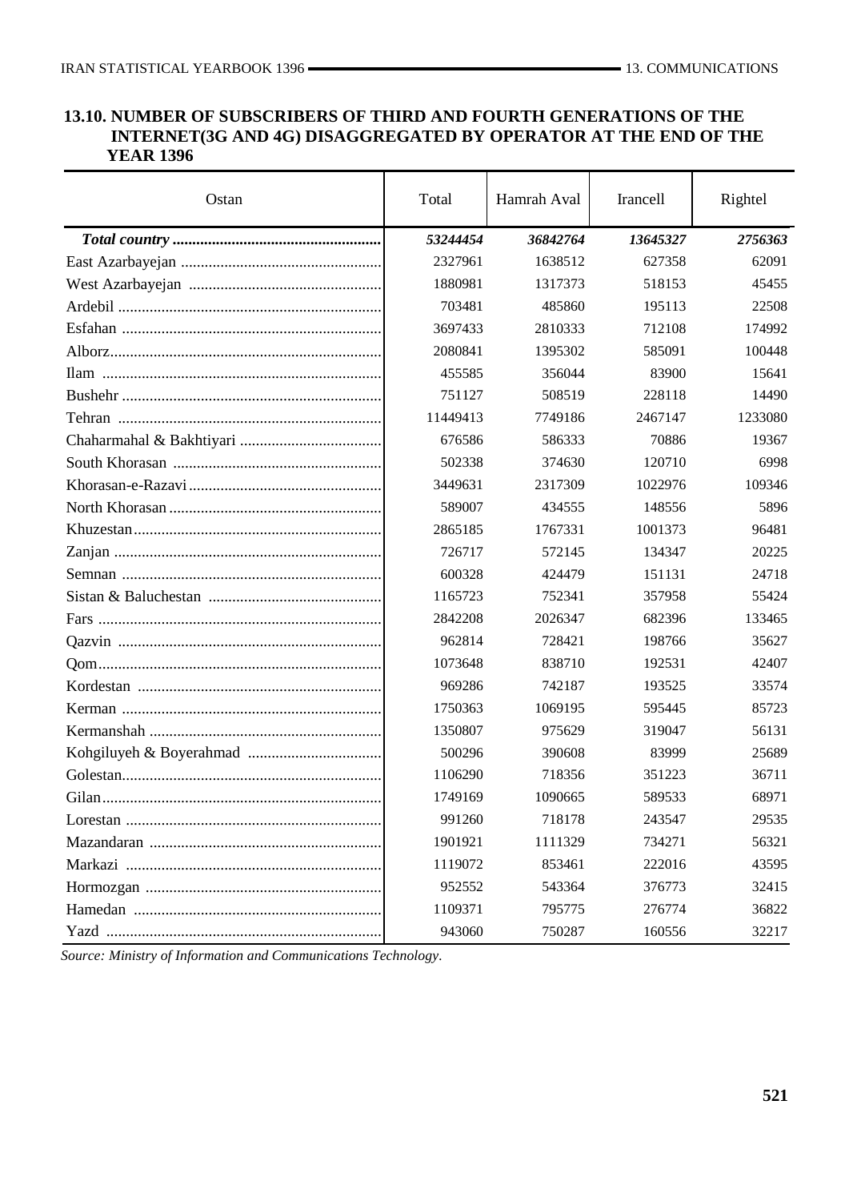## 13.10. NUMBER OF SUBSCRIBERS OF THIRD AND FOURTH GENERATIONS OF THE INTERNET(3G AND 4G) DISAGGREGATED BY OPERATOR AT THE END OF THE YEAR 1396

| Ostan | Total | Hamrah Aval | Irancell | Rightel |
|---|---|---|---|---|
| ***Total country*** | ***53244454*** | ***36842764*** | ***13645327*** | ***2756363*** |
| East Azarbayejan | 2327961 | 1638512 | 627358 | 62091 |
| West Azarbayejan | 1880981 | 1317373 | 518153 | 45455 |
| Ardebil | 703481 | 485860 | 195113 | 22508 |
| Esfahan | 3697433 | 2810333 | 712108 | 174992 |
| Alborz | 2080841 | 1395302 | 585091 | 100448 |
| Ilam | 455585 | 356044 | 83900 | 15641 |
| Bushehr | 751127 | 508519 | 228118 | 14490 |
| Tehran | 11449413 | 7749186 | 2467147 | 1233080 |
| Chaharmahal & Bakhtiyari | 676586 | 586333 | 70886 | 19367 |
| South Khorasan | 502338 | 374630 | 120710 | 6998 |
| Khorasan-e-Razavi | 3449631 | 2317309 | 1022976 | 109346 |
| North Khorasan | 589007 | 434555 | 148556 | 5896 |
| Khuzestan | 2865185 | 1767331 | 1001373 | 96481 |
| Zanjan | 726717 | 572145 | 134347 | 20225 |
| Semnan | 600328 | 424479 | 151131 | 24718 |
| Sistan & Baluchestan | 1165723 | 752341 | 357958 | 55424 |
| Fars | 2842208 | 2026347 | 682396 | 133465 |
| Qazvin | 962814 | 728421 | 198766 | 35627 |
| Qom | 1073648 | 838710 | 192531 | 42407 |
| Kordestan | 969286 | 742187 | 193525 | 33574 |
| Kerman | 1750363 | 1069195 | 595445 | 85723 |
| Kermanshah | 1350807 | 975629 | 319047 | 56131 |
| Kohgiluyeh & Boyerahmad | 500296 | 390608 | 83999 | 25689 |
| Golestan | 1106290 | 718356 | 351223 | 36711 |
| Gilan | 1749169 | 1090665 | 589533 | 68971 |
| Lorestan | 991260 | 718178 | 243547 | 29535 |
| Mazandaran | 1901921 | 1111329 | 734271 | 56321 |
| Markazi | 1119072 | 853461 | 222016 | 43595 |
| Hormozgan | 952552 | 543364 | 376773 | 32415 |
| Hamedan | 1109371 | 795775 | 276774 | 36822 |
| Yazd | 943060 | 750287 | 160556 | 32217 |

*Source: Ministry of Information and Communications Technology.*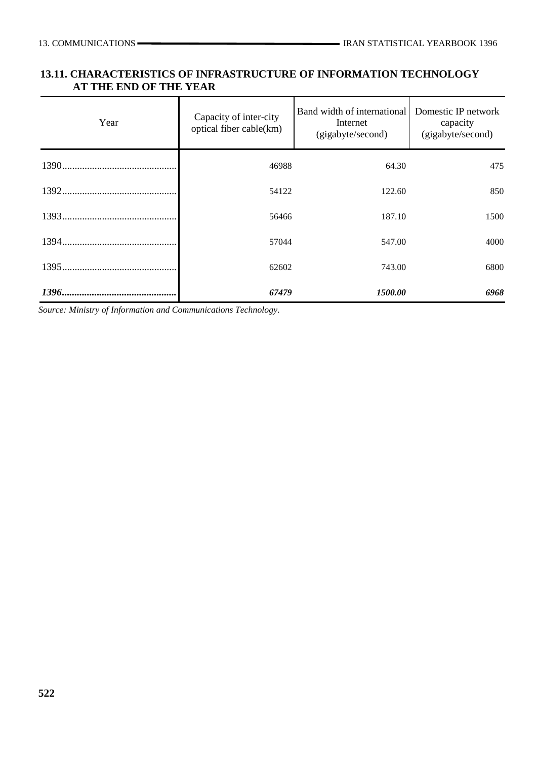## 13.11. CHARACTERISTICS OF INFRASTRUCTURE OF INFORMATION TECHNOLOGY AT THE END OF THE YEAR

| Year | Capacity of inter-city optical fiber cable(km) | Band width of international Internet (gigabyte/second) | Domestic IP network capacity (gigabyte/second) |
|---|---|---|---|
| 1390 | 46988 | 64.30 | 475 |
| 1392 | 54122 | 122.60 | 850 |
| 1393 | 56466 | 187.10 | 1500 |
| 1394 | 57044 | 547.00 | 4000 |
| 1395 | 62602 | 743.00 | 6800 |
| ***1396*** | ***67479*** | ***1500.00*** | ***6968*** |

*Source: Ministry of Information and Communications Technology.*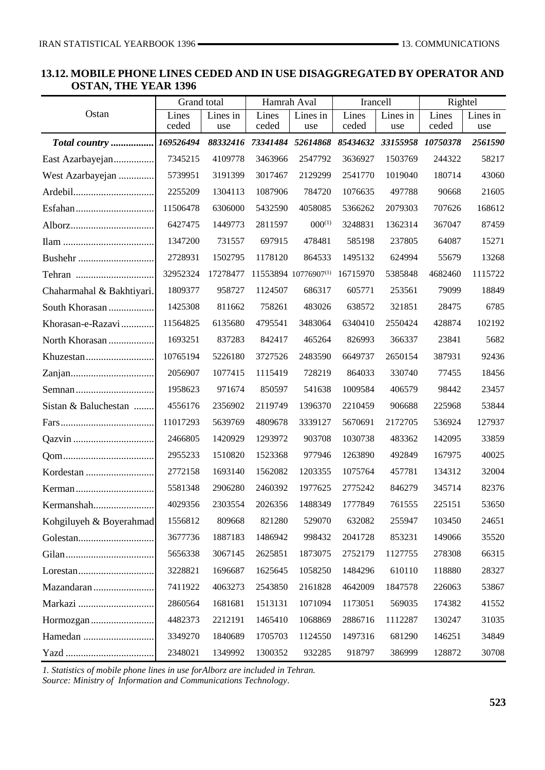## 13.12. MOBILE PHONE LINES CEDED AND IN USE DISAGGREGATED BY OPERATOR AND OSTAN, THE YEAR 1396

| Ostan | Grand total | | Hamrah Aval | | Irancell | | Rightel | |
|---|---|---|---|---|---|---|---|---|
| | Lines ceded | Lines in use | Lines ceded | Lines in use | Lines ceded | Lines in use | Lines ceded | Lines in use |
| ***Total country*** | ***169526494*** | ***88332416*** | ***73341484*** | ***52614868*** | ***85434632*** | ***33155958*** | ***10750378*** | ***2561590*** |
| East Azarbayejan | 7345215 | 4109778 | 3463966 | 2547792 | 3636927 | 1503769 | 244322 | 58217 |
| West Azarbayejan | 5739951 | 3191399 | 3017467 | 2129299 | 2541770 | 1019040 | 180714 | 43060 |
| Ardebil | 2255209 | 1304113 | 1087906 | 784720 | 1076635 | 497788 | 90668 | 21605 |
| Esfahan | 11506478 | 6306000 | 5432590 | 4058085 | 5366262 | 2079303 | 707626 | 168612 |
| Alborz | 6427475 | 1449773 | 2811597 | 000(1) | 3248831 | 1362314 | 367047 | 87459 |
| Ilam | 1347200 | 731557 | 697915 | 478481 | 585198 | 237805 | 64087 | 15271 |
| Bushehr | 2728931 | 1502795 | 1178120 | 864533 | 1495132 | 624994 | 55679 | 13268 |
| Tehran | 32952324 | 17278477 | 11553894 | 10776907(1) | 16715970 | 5385848 | 4682460 | 1115722 |
| Chaharmahal & Bakhtiyari. | 1809377 | 958727 | 1124507 | 686317 | 605771 | 253561 | 79099 | 18849 |
| South Khorasan | 1425308 | 811662 | 758261 | 483026 | 638572 | 321851 | 28475 | 6785 |
| Khorasan-e-Razavi | 11564825 | 6135680 | 4795541 | 3483064 | 6340410 | 2550424 | 428874 | 102192 |
| North Khorasan | 1693251 | 837283 | 842417 | 465264 | 826993 | 366337 | 23841 | 5682 |
| Khuzestan | 10765194 | 5226180 | 3727526 | 2483590 | 6649737 | 2650154 | 387931 | 92436 |
| Zanjan | 2056907 | 1077415 | 1115419 | 728219 | 864033 | 330740 | 77455 | 18456 |
| Semnan | 1958623 | 971674 | 850597 | 541638 | 1009584 | 406579 | 98442 | 23457 |
| Sistan & Baluchestan | 4556176 | 2356902 | 2119749 | 1396370 | 2210459 | 906688 | 225968 | 53844 |
| Fars | 11017293 | 5639769 | 4809678 | 3339127 | 5670691 | 2172705 | 536924 | 127937 |
| Qazvin | 2466805 | 1420929 | 1293972 | 903708 | 1030738 | 483362 | 142095 | 33859 |
| Qom | 2955233 | 1510820 | 1523368 | 977946 | 1263890 | 492849 | 167975 | 40025 |
| Kordestan | 2772158 | 1693140 | 1562082 | 1203355 | 1075764 | 457781 | 134312 | 32004 |
| Kerman | 5581348 | 2906280 | 2460392 | 1977625 | 2775242 | 846279 | 345714 | 82376 |
| Kermanshah | 4029356 | 2303554 | 2026356 | 1488349 | 1777849 | 761555 | 225151 | 53650 |
| Kohgiluyeh & Boyerahmad | 1556812 | 809668 | 821280 | 529070 | 632082 | 255947 | 103450 | 24651 |
| Golestan | 3677736 | 1887183 | 1486942 | 998432 | 2041728 | 853231 | 149066 | 35520 |
| Gilan | 5656338 | 3067145 | 2625851 | 1873075 | 2752179 | 1127755 | 278308 | 66315 |
| Lorestan | 3228821 | 1696687 | 1625645 | 1058250 | 1484296 | 610110 | 118880 | 28327 |
| Mazandaran | 7411922 | 4063273 | 2543850 | 2161828 | 4642009 | 1847578 | 226063 | 53867 |
| Markazi | 2860564 | 1681681 | 1513131 | 1071094 | 1173051 | 569035 | 174382 | 41552 |
| Hormozgan | 4482373 | 2212191 | 1465410 | 1068869 | 2886716 | 1112287 | 130247 | 31035 |
| Hamedan | 3349270 | 1840689 | 1705703 | 1124550 | 1497316 | 681290 | 146251 | 34849 |
| Yazd | 2348021 | 1349992 | 1300352 | 932285 | 918797 | 386999 | 128872 | 30708 |

*1. Statistics of mobile phone lines in use forAlborz are included in Tehran.*

*Source: Ministry of Information and Communications Technology.*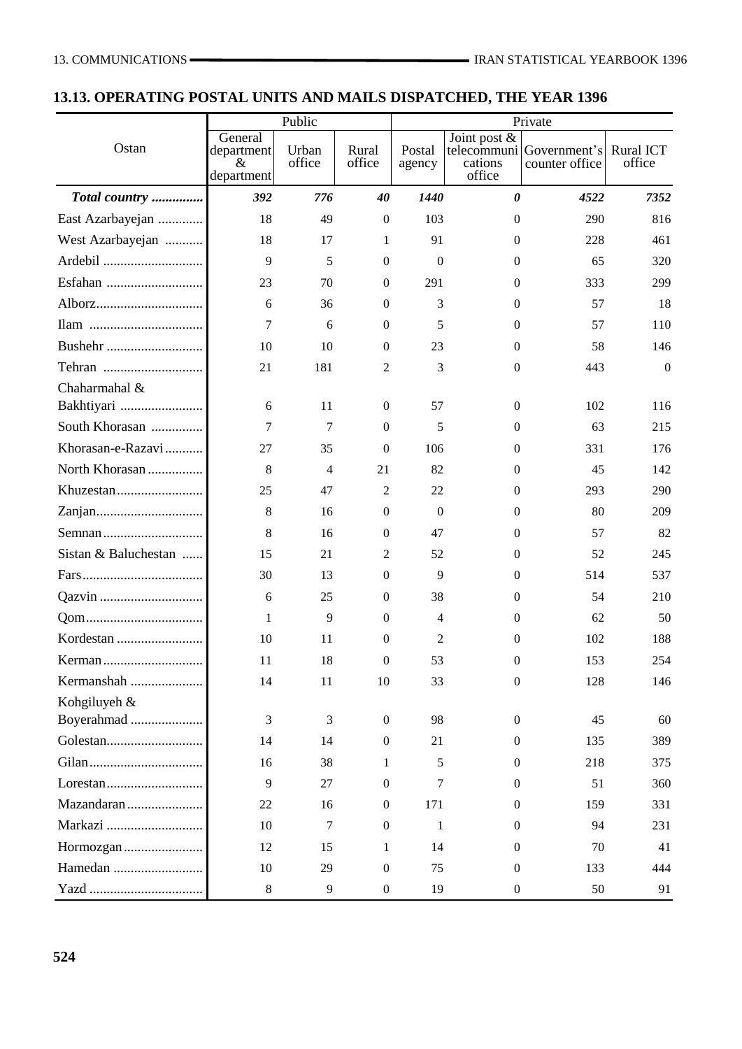## 13.13. OPERATING POSTAL UNITS AND MAILS DISPATCHED, THE YEAR 1396

| Ostan | Public | | | Private | | | |
|---|---|---|---|---|---|---|---|
| | General department & department | Urban office | Rural office | Postal agency | Joint post & telecommunications office | Government's counter office | Rural ICT office |
| ***Total country*** | ***392*** | ***776*** | ***40*** | ***1440*** | ***0*** | ***4522*** | ***7352*** |
| East Azarbayejan | 18 | 49 | 0 | 103 | 0 | 290 | 816 |
| West Azarbayejan | 18 | 17 | 1 | 91 | 0 | 228 | 461 |
| Ardebil | 9 | 5 | 0 | 0 | 0 | 65 | 320 |
| Esfahan | 23 | 70 | 0 | 291 | 0 | 333 | 299 |
| Alborz | 6 | 36 | 0 | 3 | 0 | 57 | 18 |
| Ilam | 7 | 6 | 0 | 5 | 0 | 57 | 110 |
| Bushehr | 10 | 10 | 0 | 23 | 0 | 58 | 146 |
| Tehran | 21 | 181 | 2 | 3 | 0 | 443 | 0 |
| Chaharmahal & Bakhtiyari | 6 | 11 | 0 | 57 | 0 | 102 | 116 |
| South Khorasan | 7 | 7 | 0 | 5 | 0 | 63 | 215 |
| Khorasan-e-Razavi | 27 | 35 | 0 | 106 | 0 | 331 | 176 |
| North Khorasan | 8 | 4 | 21 | 82 | 0 | 45 | 142 |
| Khuzestan | 25 | 47 | 2 | 22 | 0 | 293 | 290 |
| Zanjan | 8 | 16 | 0 | 0 | 0 | 80 | 209 |
| Semnan | 8 | 16 | 0 | 47 | 0 | 57 | 82 |
| Sistan & Baluchestan | 15 | 21 | 2 | 52 | 0 | 52 | 245 |
| Fars | 30 | 13 | 0 | 9 | 0 | 514 | 537 |
| Qazvin | 6 | 25 | 0 | 38 | 0 | 54 | 210 |
| Qom | 1 | 9 | 0 | 4 | 0 | 62 | 50 |
| Kordestan | 10 | 11 | 0 | 2 | 0 | 102 | 188 |
| Kerman | 11 | 18 | 0 | 53 | 0 | 153 | 254 |
| Kermanshah | 14 | 11 | 10 | 33 | 0 | 128 | 146 |
| Kohgiluyeh & Boyerahmad | 3 | 3 | 0 | 98 | 0 | 45 | 60 |
| Golestan | 14 | 14 | 0 | 21 | 0 | 135 | 389 |
| Gilan | 16 | 38 | 1 | 5 | 0 | 218 | 375 |
| Lorestan | 9 | 27 | 0 | 7 | 0 | 51 | 360 |
| Mazandaran | 22 | 16 | 0 | 171 | 0 | 159 | 331 |
| Markazi | 10 | 7 | 0 | 1 | 0 | 94 | 231 |
| Hormozgan | 12 | 15 | 1 | 14 | 0 | 70 | 41 |
| Hamedan | 10 | 29 | 0 | 75 | 0 | 133 | 444 |
| Yazd | 8 | 9 | 0 | 19 | 0 | 50 | 91 |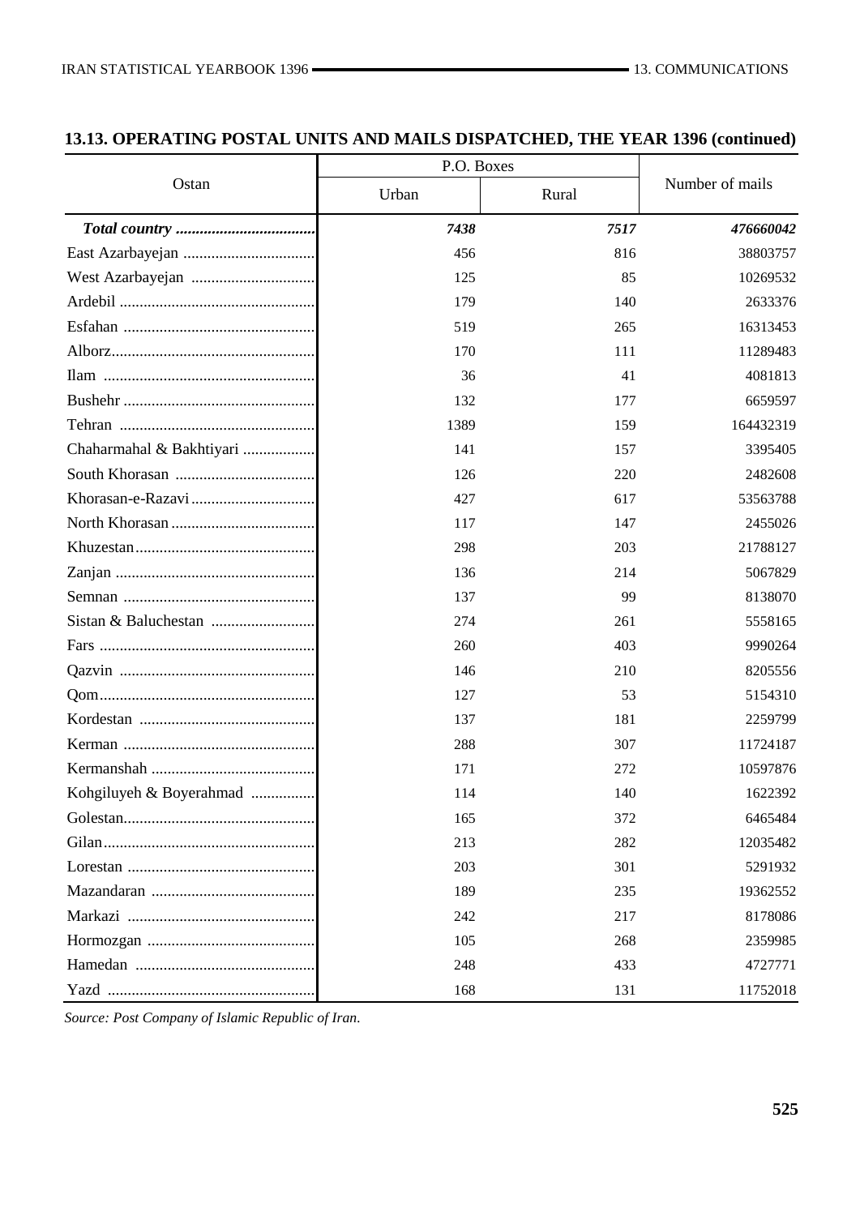## 13.13. OPERATING POSTAL UNITS AND MAILS DISPATCHED, THE YEAR 1396 (continued)

| Ostan | P.O. Boxes | | Number of mails |
|---|---|---|---|
| | Urban | Rural | |
| ***Total country*** | ***7438*** | ***7517*** | ***476660042*** |
| East Azarbayejan | 456 | 816 | 38803757 |
| West Azarbayejan | 125 | 85 | 10269532 |
| Ardebil | 179 | 140 | 2633376 |
| Esfahan | 519 | 265 | 16313453 |
| Alborz | 170 | 111 | 11289483 |
| Ilam | 36 | 41 | 4081813 |
| Bushehr | 132 | 177 | 6659597 |
| Tehran | 1389 | 159 | 164432319 |
| Chaharmahal & Bakhtiyari | 141 | 157 | 3395405 |
| South Khorasan | 126 | 220 | 2482608 |
| Khorasan-e-Razavi | 427 | 617 | 53563788 |
| North Khorasan | 117 | 147 | 2455026 |
| Khuzestan | 298 | 203 | 21788127 |
| Zanjan | 136 | 214 | 5067829 |
| Semnan | 137 | 99 | 8138070 |
| Sistan & Baluchestan | 274 | 261 | 5558165 |
| Fars | 260 | 403 | 9990264 |
| Qazvin | 146 | 210 | 8205556 |
| Qom | 127 | 53 | 5154310 |
| Kordestan | 137 | 181 | 2259799 |
| Kerman | 288 | 307 | 11724187 |
| Kermanshah | 171 | 272 | 10597876 |
| Kohgiluyeh & Boyerahmad | 114 | 140 | 1622392 |
| Golestan | 165 | 372 | 6465484 |
| Gilan | 213 | 282 | 12035482 |
| Lorestan | 203 | 301 | 5291932 |
| Mazandaran | 189 | 235 | 19362552 |
| Markazi | 242 | 217 | 8178086 |
| Hormozgan | 105 | 268 | 2359985 |
| Hamedan | 248 | 433 | 4727771 |
| Yazd | 168 | 131 | 11752018 |

*Source: Post Company of Islamic Republic of Iran.*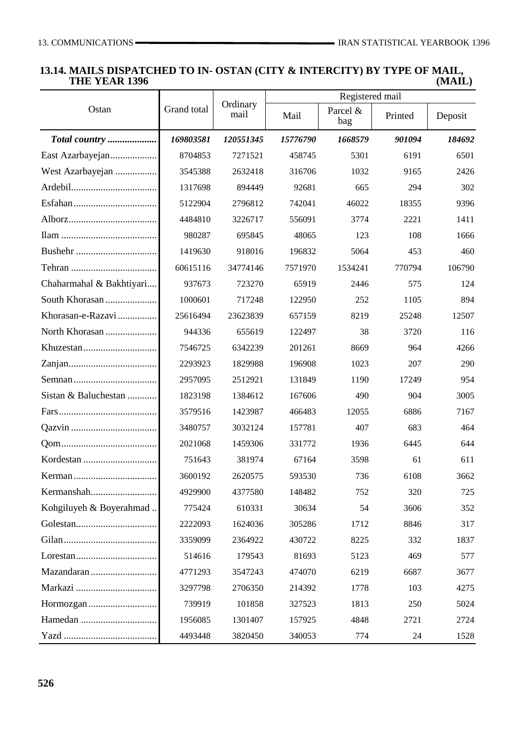## 13.14. MAILS DISPATCHED TO IN- OSTAN (CITY & INTERCITY) BY TYPE OF MAIL, THE YEAR 1396

(MAIL)

| Ostan | Grand total | Ordinary mail | Registered mail | | | |
|---|---|---|---|---|---|---|
| | | | Mail | Parcel & bag | Printed | Deposit |
| ***Total country*** | ***169803581*** | ***120551345*** | ***15776790*** | ***1668579*** | ***901094*** | ***184692*** |
| East Azarbayejan | 8704853 | 7271521 | 458745 | 5301 | 6191 | 6501 |
| West Azarbayejan | 3545388 | 2632418 | 316706 | 1032 | 9165 | 2426 |
| Ardebil | 1317698 | 894449 | 92681 | 665 | 294 | 302 |
| Esfahan | 5122904 | 2796812 | 742041 | 46022 | 18355 | 9396 |
| Alborz | 4484810 | 3226717 | 556091 | 3774 | 2221 | 1411 |
| Ilam | 980287 | 695845 | 48065 | 123 | 108 | 1666 |
| Bushehr | 1419630 | 918016 | 196832 | 5064 | 453 | 460 |
| Tehran | 60615116 | 34774146 | 7571970 | 1534241 | 770794 | 106790 |
| Chaharmahal & Bakhtiyari | 937673 | 723270 | 65919 | 2446 | 575 | 124 |
| South Khorasan | 1000601 | 717248 | 122950 | 252 | 1105 | 894 |
| Khorasan-e-Razavi | 25616494 | 23623839 | 657159 | 8219 | 25248 | 12507 |
| North Khorasan | 944336 | 655619 | 122497 | 38 | 3720 | 116 |
| Khuzestan | 7546725 | 6342239 | 201261 | 8669 | 964 | 4266 |
| Zanjan | 2293923 | 1829988 | 196908 | 1023 | 207 | 290 |
| Semnan | 2957095 | 2512921 | 131849 | 1190 | 17249 | 954 |
| Sistan & Baluchestan | 1823198 | 1384612 | 167606 | 490 | 904 | 3005 |
| Fars | 3579516 | 1423987 | 466483 | 12055 | 6886 | 7167 |
| Qazvin | 3480757 | 3032124 | 157781 | 407 | 683 | 464 |
| Qom | 2021068 | 1459306 | 331772 | 1936 | 6445 | 644 |
| Kordestan | 751643 | 381974 | 67164 | 3598 | 61 | 611 |
| Kerman | 3600192 | 2620575 | 593530 | 736 | 6108 | 3662 |
| Kermanshah | 4929900 | 4377580 | 148482 | 752 | 320 | 725 |
| Kohgiluyeh & Boyerahmad | 775424 | 610331 | 30634 | 54 | 3606 | 352 |
| Golestan | 2222093 | 1624036 | 305286 | 1712 | 8846 | 317 |
| Gilan | 3359099 | 2364922 | 430722 | 8225 | 332 | 1837 |
| Lorestan | 514616 | 179543 | 81693 | 5123 | 469 | 577 |
| Mazandaran | 4771293 | 3547243 | 474070 | 6219 | 6687 | 3677 |
| Markazi | 3297798 | 2706350 | 214392 | 1778 | 103 | 4275 |
| Hormozgan | 739919 | 101858 | 327523 | 1813 | 250 | 5024 |
| Hamedan | 1956085 | 1301407 | 157925 | 4848 | 2721 | 2724 |
| Yazd | 4493448 | 3820450 | 340053 | 774 | 24 | 1528 |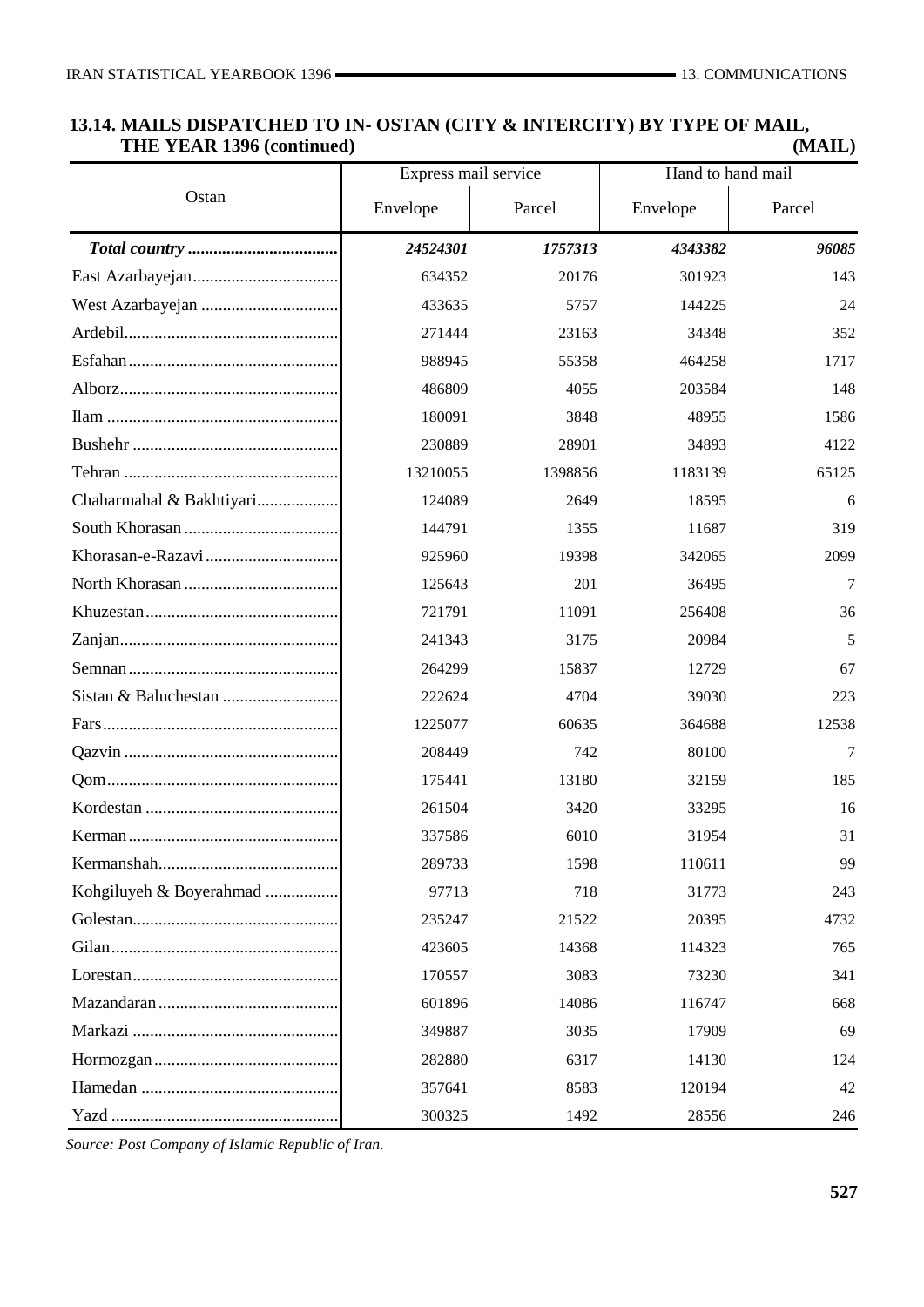## 13.14. MAILS DISPATCHED TO IN- OSTAN (CITY & INTERCITY) BY TYPE OF MAIL, THE YEAR 1396 (continued)

(MAIL)

| Ostan | Express mail service | | Hand to hand mail | |
|---|---|---|---|---|
| | Envelope | Parcel | Envelope | Parcel |
| ***Total country*** | ***24524301*** | ***1757313*** | ***4343382*** | ***96085*** |
| East Azarbayejan | 634352 | 20176 | 301923 | 143 |
| West Azarbayejan | 433635 | 5757 | 144225 | 24 |
| Ardebil | 271444 | 23163 | 34348 | 352 |
| Esfahan | 988945 | 55358 | 464258 | 1717 |
| Alborz | 486809 | 4055 | 203584 | 148 |
| Ilam | 180091 | 3848 | 48955 | 1586 |
| Bushehr | 230889 | 28901 | 34893 | 4122 |
| Tehran | 13210055 | 1398856 | 1183139 | 65125 |
| Chaharmahal & Bakhtiyari | 124089 | 2649 | 18595 | 6 |
| South Khorasan | 144791 | 1355 | 11687 | 319 |
| Khorasan-e-Razavi | 925960 | 19398 | 342065 | 2099 |
| North Khorasan | 125643 | 201 | 36495 | 7 |
| Khuzestan | 721791 | 11091 | 256408 | 36 |
| Zanjan | 241343 | 3175 | 20984 | 5 |
| Semnan | 264299 | 15837 | 12729 | 67 |
| Sistan & Baluchestan | 222624 | 4704 | 39030 | 223 |
| Fars | 1225077 | 60635 | 364688 | 12538 |
| Qazvin | 208449 | 742 | 80100 | 7 |
| Qom | 175441 | 13180 | 32159 | 185 |
| Kordestan | 261504 | 3420 | 33295 | 16 |
| Kerman | 337586 | 6010 | 31954 | 31 |
| Kermanshah | 289733 | 1598 | 110611 | 99 |
| Kohgiluyeh & Boyerahmad | 97713 | 718 | 31773 | 243 |
| Golestan | 235247 | 21522 | 20395 | 4732 |
| Gilan | 423605 | 14368 | 114323 | 765 |
| Lorestan | 170557 | 3083 | 73230 | 341 |
| Mazandaran | 601896 | 14086 | 116747 | 668 |
| Markazi | 349887 | 3035 | 17909 | 69 |
| Hormozgan | 282880 | 6317 | 14130 | 124 |
| Hamedan | 357641 | 8583 | 120194 | 42 |
| Yazd | 300325 | 1492 | 28556 | 246 |

*Source: Post Company of Islamic Republic of Iran.*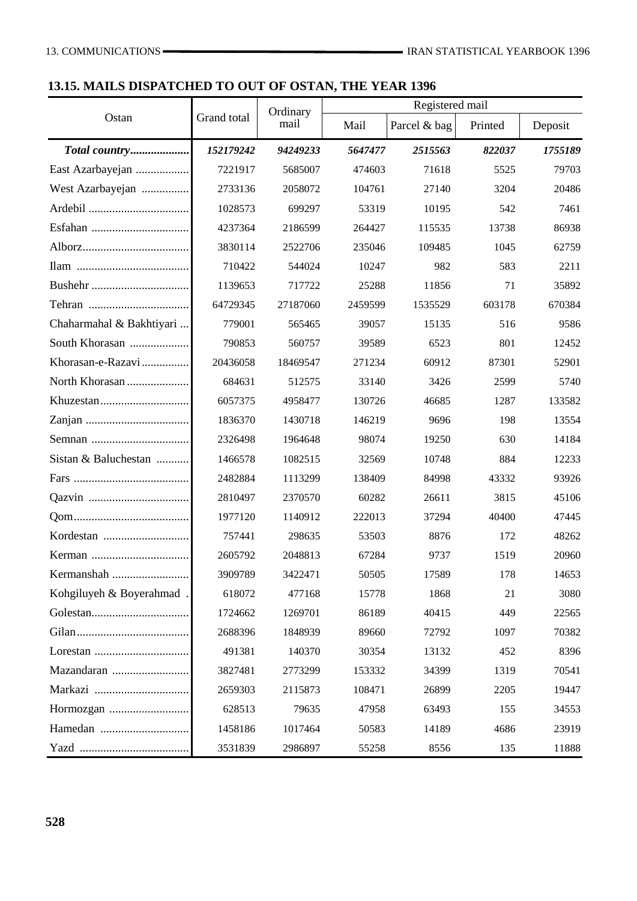## 13.15. MAILS DISPATCHED TO OUT OF OSTAN, THE YEAR 1396

| Ostan | Grand total | Ordinary mail | Registered mail | | | |
|---|---|---|---|---|---|---|
| | | | Mail | Parcel & bag | Printed | Deposit |
| ***Total country*** | ***152179242*** | ***94249233*** | ***5647477*** | ***2515563*** | ***822037*** | ***1755189*** |
| East Azarbayejan | 7221917 | 5685007 | 474603 | 71618 | 5525 | 79703 |
| West Azarbayejan | 2733136 | 2058072 | 104761 | 27140 | 3204 | 20486 |
| Ardebil | 1028573 | 699297 | 53319 | 10195 | 542 | 7461 |
| Esfahan | 4237364 | 2186599 | 264427 | 115535 | 13738 | 86938 |
| Alborz | 3830114 | 2522706 | 235046 | 109485 | 1045 | 62759 |
| Ilam | 710422 | 544024 | 10247 | 982 | 583 | 2211 |
| Bushehr | 1139653 | 717722 | 25288 | 11856 | 71 | 35892 |
| Tehran | 64729345 | 27187060 | 2459599 | 1535529 | 603178 | 670384 |
| Chaharmahal & Bakhtiyari | 779001 | 565465 | 39057 | 15135 | 516 | 9586 |
| South Khorasan | 790853 | 560757 | 39589 | 6523 | 801 | 12452 |
| Khorasan-e-Razavi | 20436058 | 18469547 | 271234 | 60912 | 87301 | 52901 |
| North Khorasan | 684631 | 512575 | 33140 | 3426 | 2599 | 5740 |
| Khuzestan | 6057375 | 4958477 | 130726 | 46685 | 1287 | 133582 |
| Zanjan | 1836370 | 1430718 | 146219 | 9696 | 198 | 13554 |
| Semnan | 2326498 | 1964648 | 98074 | 19250 | 630 | 14184 |
| Sistan & Baluchestan | 1466578 | 1082515 | 32569 | 10748 | 884 | 12233 |
| Fars | 2482884 | 1113299 | 138409 | 84998 | 43332 | 93926 |
| Qazvin | 2810497 | 2370570 | 60282 | 26611 | 3815 | 45106 |
| Qom | 1977120 | 1140912 | 222013 | 37294 | 40400 | 47445 |
| Kordestan | 757441 | 298635 | 53503 | 8876 | 172 | 48262 |
| Kerman | 2605792 | 2048813 | 67284 | 9737 | 1519 | 20960 |
| Kermanshah | 3909789 | 3422471 | 50505 | 17589 | 178 | 14653 |
| Kohgiluyeh & Boyerahmad | 618072 | 477168 | 15778 | 1868 | 21 | 3080 |
| Golestan | 1724662 | 1269701 | 86189 | 40415 | 449 | 22565 |
| Gilan | 2688396 | 1848939 | 89660 | 72792 | 1097 | 70382 |
| Lorestan | 491381 | 140370 | 30354 | 13132 | 452 | 8396 |
| Mazandaran | 3827481 | 2773299 | 153332 | 34399 | 1319 | 70541 |
| Markazi | 2659303 | 2115873 | 108471 | 26899 | 2205 | 19447 |
| Hormozgan | 628513 | 79635 | 47958 | 63493 | 155 | 34553 |
| Hamedan | 1458186 | 1017464 | 50583 | 14189 | 4686 | 23919 |
| Yazd | 3531839 | 2986897 | 55258 | 8556 | 135 | 11888 |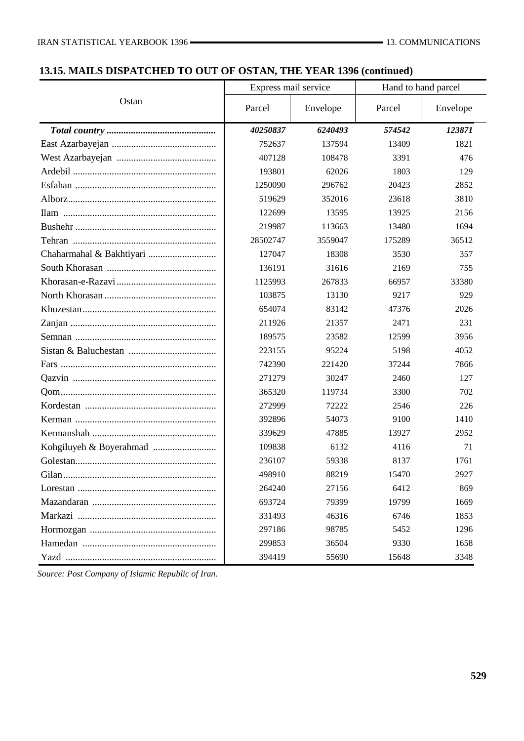## 13.15. MAILS DISPATCHED TO OUT OF OSTAN, THE YEAR 1396 (continued)

| Ostan | Express mail service | | Hand to hand parcel | |
|---|---|---|---|---|
| | Parcel | Envelope | Parcel | Envelope |
| ***Total country*** | ***40250837*** | ***6240493*** | ***574542*** | ***123871*** |
| East Azarbayejan | 752637 | 137594 | 13409 | 1821 |
| West Azarbayejan | 407128 | 108478 | 3391 | 476 |
| Ardebil | 193801 | 62026 | 1803 | 129 |
| Esfahan | 1250090 | 296762 | 20423 | 2852 |
| Alborz | 519629 | 352016 | 23618 | 3810 |
| Ilam | 122699 | 13595 | 13925 | 2156 |
| Bushehr | 219987 | 113663 | 13480 | 1694 |
| Tehran | 28502747 | 3559047 | 175289 | 36512 |
| Chaharmahal & Bakhtiyari | 127047 | 18308 | 3530 | 357 |
| South Khorasan | 136191 | 31616 | 2169 | 755 |
| Khorasan-e-Razavi | 1125993 | 267833 | 66957 | 33380 |
| North Khorasan | 103875 | 13130 | 9217 | 929 |
| Khuzestan | 654074 | 83142 | 47376 | 2026 |
| Zanjan | 211926 | 21357 | 2471 | 231 |
| Semnan | 189575 | 23582 | 12599 | 3956 |
| Sistan & Baluchestan | 223155 | 95224 | 5198 | 4052 |
| Fars | 742390 | 221420 | 37244 | 7866 |
| Qazvin | 271279 | 30247 | 2460 | 127 |
| Qom | 365320 | 119734 | 3300 | 702 |
| Kordestan | 272999 | 72222 | 2546 | 226 |
| Kerman | 392896 | 54073 | 9100 | 1410 |
| Kermanshah | 339629 | 47885 | 13927 | 2952 |
| Kohgiluyeh & Boyerahmad | 109838 | 6132 | 4116 | 71 |
| Golestan | 236107 | 59338 | 8137 | 1761 |
| Gilan | 498910 | 88219 | 15470 | 2927 |
| Lorestan | 264240 | 27156 | 6412 | 869 |
| Mazandaran | 693724 | 79399 | 19799 | 1669 |
| Markazi | 331493 | 46316 | 6746 | 1853 |
| Hormozgan | 297186 | 98785 | 5452 | 1296 |
| Hamedan | 299853 | 36504 | 9330 | 1658 |
| Yazd | 394419 | 55690 | 15648 | 3348 |

*Source: Post Company of Islamic Republic of Iran.*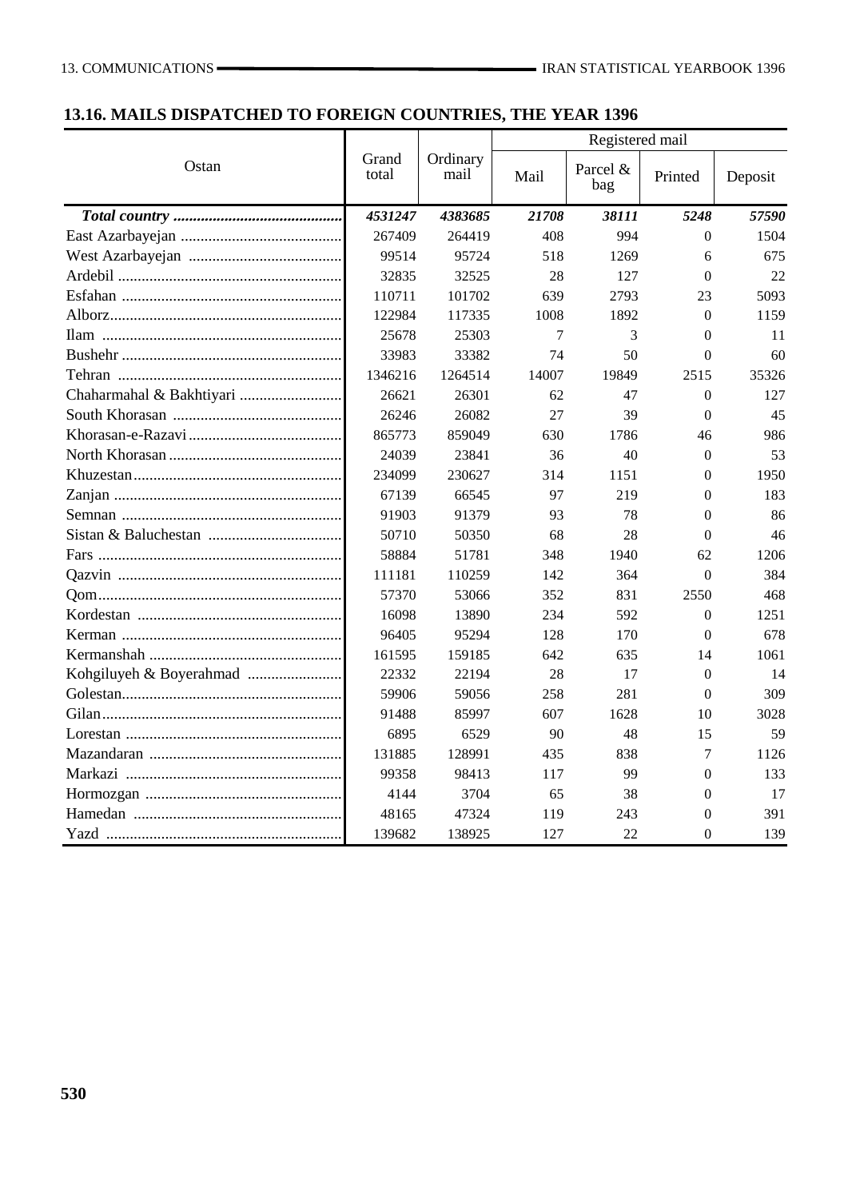## 13.16. MAILS DISPATCHED TO FOREIGN COUNTRIES, THE YEAR 1396

| Ostan | Grand total | Ordinary mail | Registered mail | | | |
|---|---|---|---|---|---|---|
| | | | Mail | Parcel & bag | Printed | Deposit |
| ***Total country*** | ***4531247*** | ***4383685*** | ***21708*** | ***38111*** | ***5248*** | ***57590*** |
| East Azarbayejan | 267409 | 264419 | 408 | 994 | 0 | 1504 |
| West Azarbayejan | 99514 | 95724 | 518 | 1269 | 6 | 675 |
| Ardebil | 32835 | 32525 | 28 | 127 | 0 | 22 |
| Esfahan | 110711 | 101702 | 639 | 2793 | 23 | 5093 |
| Alborz | 122984 | 117335 | 1008 | 1892 | 0 | 1159 |
| Ilam | 25678 | 25303 | 7 | 3 | 0 | 11 |
| Bushehr | 33983 | 33382 | 74 | 50 | 0 | 60 |
| Tehran | 1346216 | 1264514 | 14007 | 19849 | 2515 | 35326 |
| Chaharmahal & Bakhtiyari | 26621 | 26301 | 62 | 47 | 0 | 127 |
| South Khorasan | 26246 | 26082 | 27 | 39 | 0 | 45 |
| Khorasan-e-Razavi | 865773 | 859049 | 630 | 1786 | 46 | 986 |
| North Khorasan | 24039 | 23841 | 36 | 40 | 0 | 53 |
| Khuzestan | 234099 | 230627 | 314 | 1151 | 0 | 1950 |
| Zanjan | 67139 | 66545 | 97 | 219 | 0 | 183 |
| Semnan | 91903 | 91379 | 93 | 78 | 0 | 86 |
| Sistan & Baluchestan | 50710 | 50350 | 68 | 28 | 0 | 46 |
| Fars | 58884 | 51781 | 348 | 1940 | 62 | 1206 |
| Qazvin | 111181 | 110259 | 142 | 364 | 0 | 384 |
| Qom | 57370 | 53066 | 352 | 831 | 2550 | 468 |
| Kordestan | 16098 | 13890 | 234 | 592 | 0 | 1251 |
| Kerman | 96405 | 95294 | 128 | 170 | 0 | 678 |
| Kermanshah | 161595 | 159185 | 642 | 635 | 14 | 1061 |
| Kohgiluyeh & Boyerahmad | 22332 | 22194 | 28 | 17 | 0 | 14 |
| Golestan | 59906 | 59056 | 258 | 281 | 0 | 309 |
| Gilan | 91488 | 85997 | 607 | 1628 | 10 | 3028 |
| Lorestan | 6895 | 6529 | 90 | 48 | 15 | 59 |
| Mazandaran | 131885 | 128991 | 435 | 838 | 7 | 1126 |
| Markazi | 99358 | 98413 | 117 | 99 | 0 | 133 |
| Hormozgan | 4144 | 3704 | 65 | 38 | 0 | 17 |
| Hamedan | 48165 | 47324 | 119 | 243 | 0 | 391 |
| Yazd | 139682 | 138925 | 127 | 22 | 0 | 139 |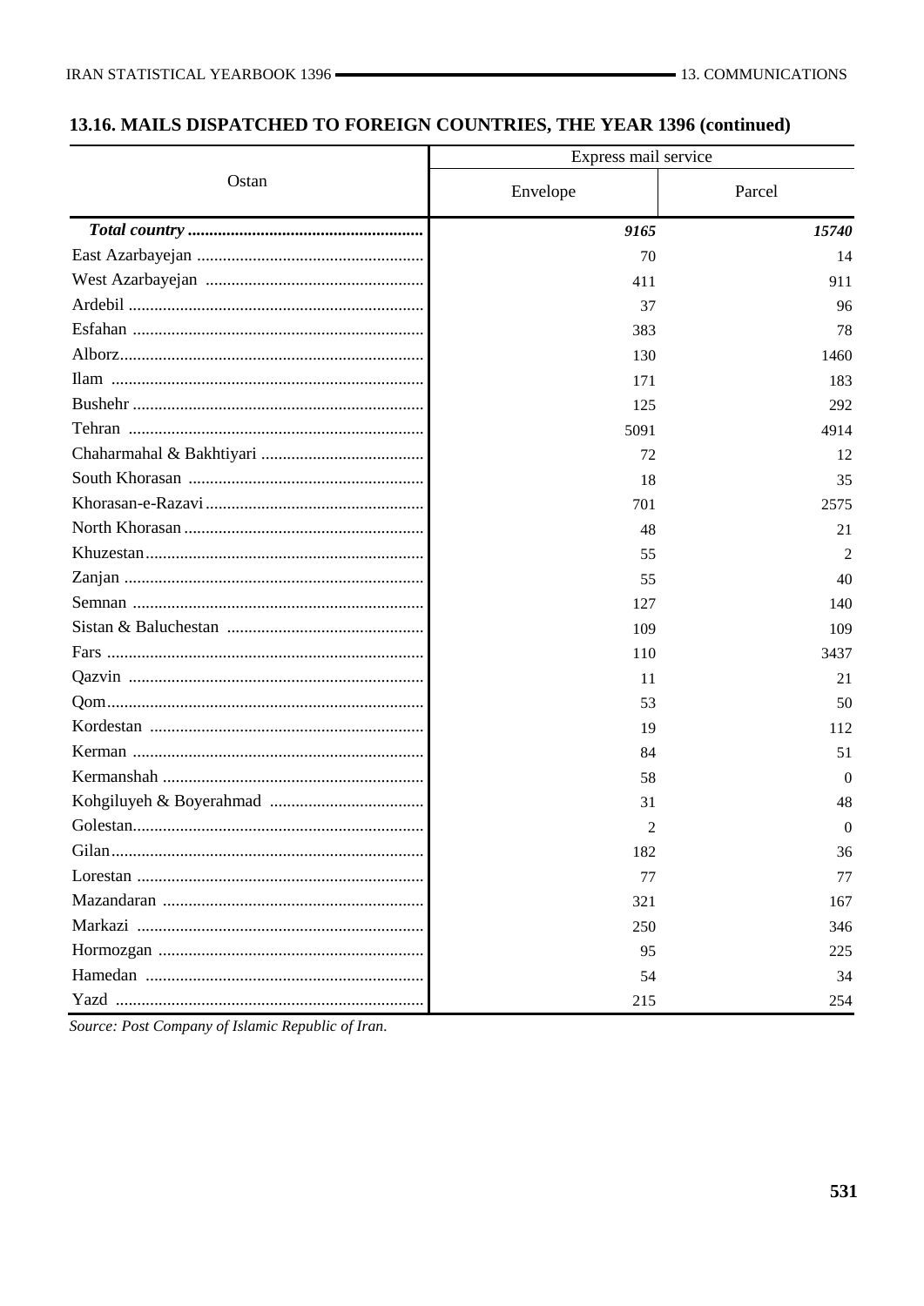## 13.16. MAILS DISPATCHED TO FOREIGN COUNTRIES, THE YEAR 1396 (continued)

| Ostan | Express mail service | |
|---|---|---|
| | Envelope | Parcel |
| ***Total country*** | ***9165*** | ***15740*** |
| East Azarbayejan | 70 | 14 |
| West Azarbayejan | 411 | 911 |
| Ardebil | 37 | 96 |
| Esfahan | 383 | 78 |
| Alborz | 130 | 1460 |
| Ilam | 171 | 183 |
| Bushehr | 125 | 292 |
| Tehran | 5091 | 4914 |
| Chaharmahal & Bakhtiyari | 72 | 12 |
| South Khorasan | 18 | 35 |
| Khorasan-e-Razavi | 701 | 2575 |
| North Khorasan | 48 | 21 |
| Khuzestan | 55 | 2 |
| Zanjan | 55 | 40 |
| Semnan | 127 | 140 |
| Sistan & Baluchestan | 109 | 109 |
| Fars | 110 | 3437 |
| Qazvin | 11 | 21 |
| Qom | 53 | 50 |
| Kordestan | 19 | 112 |
| Kerman | 84 | 51 |
| Kermanshah | 58 | 0 |
| Kohgiluyeh & Boyerahmad | 31 | 48 |
| Golestan | 2 | 0 |
| Gilan | 182 | 36 |
| Lorestan | 77 | 77 |
| Mazandaran | 321 | 167 |
| Markazi | 250 | 346 |
| Hormozgan | 95 | 225 |
| Hamedan | 54 | 34 |
| Yazd | 215 | 254 |

*Source: Post Company of Islamic Republic of Iran.*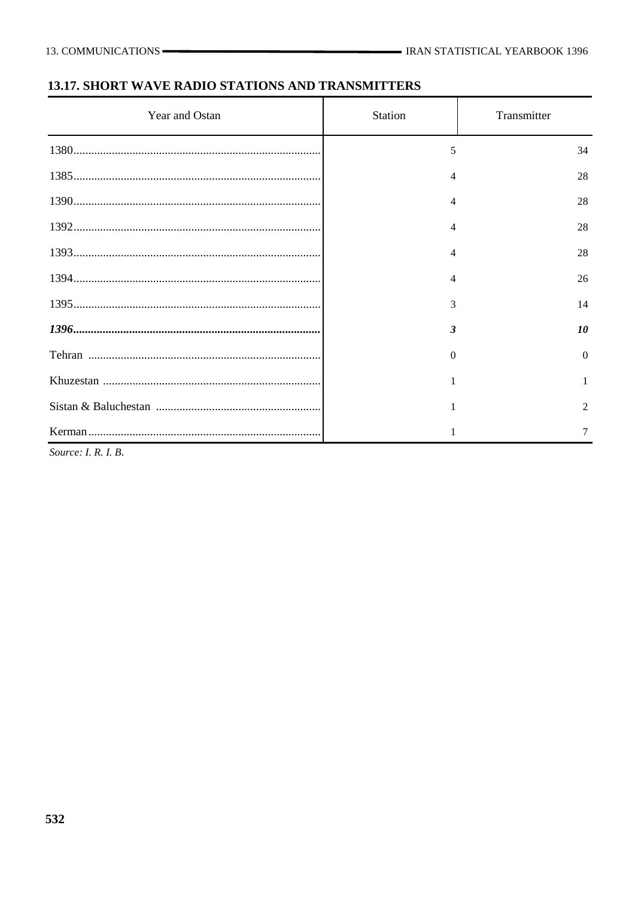## 13.17. SHORT WAVE RADIO STATIONS AND TRANSMITTERS

| Year and Ostan | Station | Transmitter |
|---|---|---|
| 1380 | 5 | 34 |
| 1385 | 4 | 28 |
| 1390 | 4 | 28 |
| 1392 | 4 | 28 |
| 1393 | 4 | 28 |
| 1394 | 4 | 26 |
| 1395 | 3 | 14 |
| ***1396*** | ***3*** | ***10*** |
| Tehran | 0 | 0 |
| Khuzestan | 1 | 1 |
| Sistan & Baluchestan | 1 | 2 |
| Kerman | 1 | 7 |

*Source: I. R. I. B.*